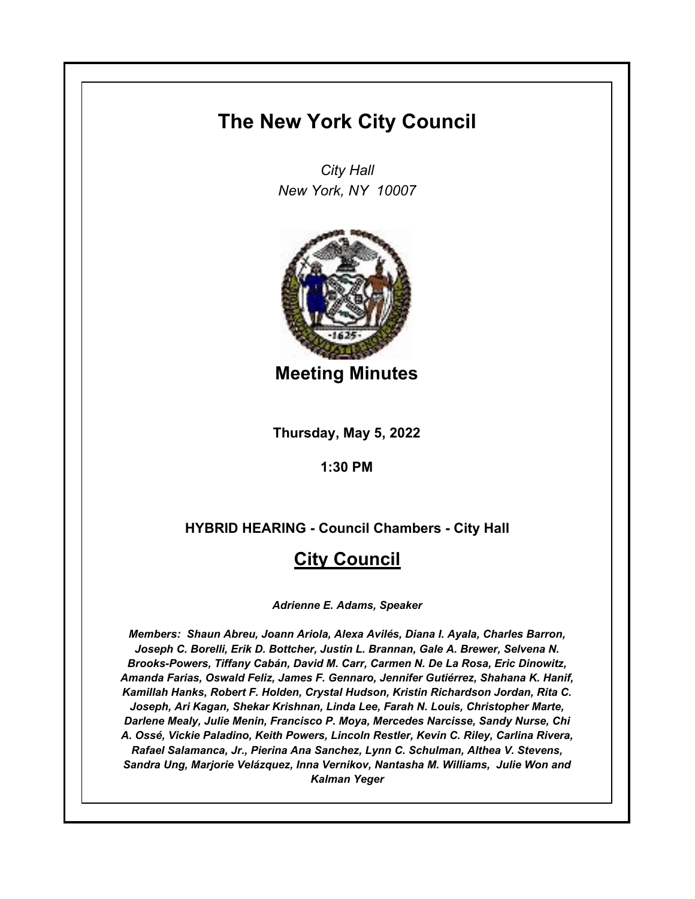# The New York City Council

*City Hall*
*New York, NY 10007*

## Meeting Minutes

**Thursday, May 5, 2022**

**1:30 PM**

**HYBRID HEARING - Council Chambers - City Hall**

## City Council

***Adrienne E. Adams, Speaker***

***Members: Shaun Abreu, Joann Ariola, Alexa Avilés, Diana I. Ayala, Charles Barron, Joseph C. Borelli, Erik D. Bottcher, Justin L. Brannan, Gale A. Brewer, Selvena N. Brooks-Powers, Tiffany Cabán, David M. Carr, Carmen N. De La Rosa, Eric Dinowitz, Amanda Farias, Oswald Feliz, James F. Gennaro, Jennifer Gutiérrez, Shahana K. Hanif, Kamillah Hanks, Robert F. Holden, Crystal Hudson, Kristin Richardson Jordan, Rita C. Joseph, Ari Kagan, Shekar Krishnan, Linda Lee, Farah N. Louis, Christopher Marte, Darlene Mealy, Julie Menin, Francisco P. Moya, Mercedes Narcisse, Sandy Nurse, Chi A. Ossé, Vickie Paladino, Keith Powers, Lincoln Restler, Kevin C. Riley, Carlina Rivera, Rafael Salamanca, Jr., Pierina Ana Sanchez, Lynn C. Schulman, Althea V. Stevens, Sandra Ung, Marjorie Velázquez, Inna Vernikov, Nantasha M. Williams, Julie Won and Kalman Yeger***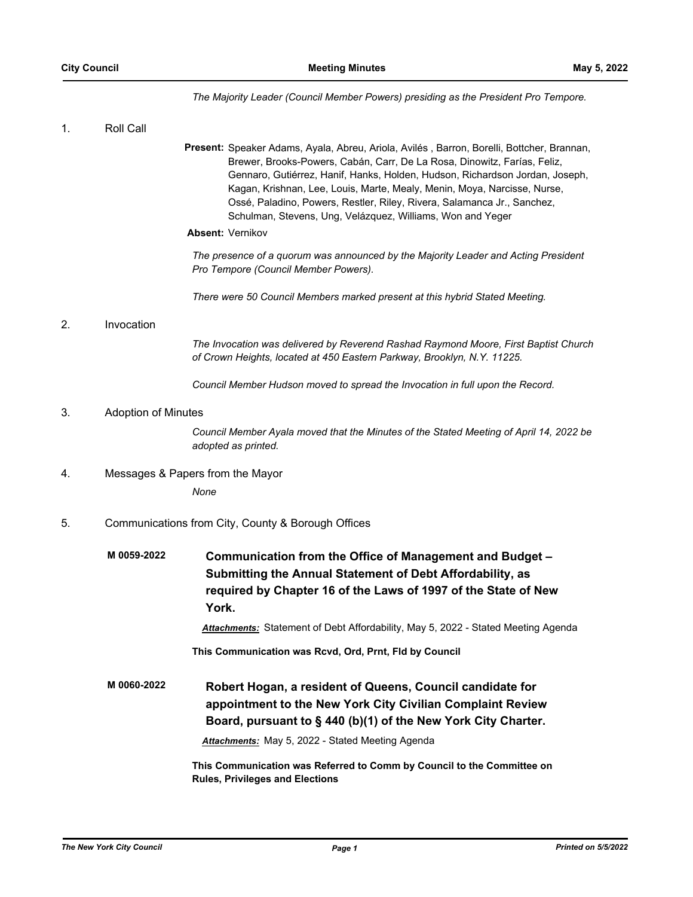*The Majority Leader (Council Member Powers) presiding as the President Pro Tempore.*

1. Roll Call

**Present:** Speaker Adams, Ayala, Abreu, Ariola, Avilés , Barron, Borelli, Bottcher, Brannan, Brewer, Brooks-Powers, Cabán, Carr, De La Rosa, Dinowitz, Farías, Feliz, Gennaro, Gutiérrez, Hanif, Hanks, Holden, Hudson, Richardson Jordan, Joseph, Kagan, Krishnan, Lee, Louis, Marte, Mealy, Menin, Moya, Narcisse, Nurse, Ossé, Paladino, Powers, Restler, Riley, Rivera, Salamanca Jr., Sanchez, Schulman, Stevens, Ung, Velázquez, Williams, Won and Yeger

**Absent:** Vernikov

*The presence of a quorum was announced by the Majority Leader and Acting President Pro Tempore (Council Member Powers).*

*There were 50 Council Members marked present at this hybrid Stated Meeting.*

2. Invocation

*The Invocation was delivered by Reverend Rashad Raymond Moore, First Baptist Church of Crown Heights, located at 450 Eastern Parkway, Brooklyn, N.Y. 11225.*

*Council Member Hudson moved to spread the Invocation in full upon the Record.*

3. Adoption of Minutes

*Council Member Ayala moved that the Minutes of the Stated Meeting of April 14, 2022 be adopted as printed.*

4. Messages & Papers from the Mayor

*None*

5. Communications from City, County & Borough Offices

**M 0059-2022** **Communication from the Office of Management and Budget – Submitting the Annual Statement of Debt Affordability, as required by Chapter 16 of the Laws of 1997 of the State of New York.**

***Attachments:*** Statement of Debt Affordability, May 5, 2022 - Stated Meeting Agenda

**This Communication was Rcvd, Ord, Prnt, Fld by Council**

**M 0060-2022** **Robert Hogan, a resident of Queens, Council candidate for appointment to the New York City Civilian Complaint Review Board, pursuant to § 440 (b)(1) of the New York City Charter.**

***Attachments:*** May 5, 2022 - Stated Meeting Agenda

**This Communication was Referred to Comm by Council to the Committee on Rules, Privileges and Elections**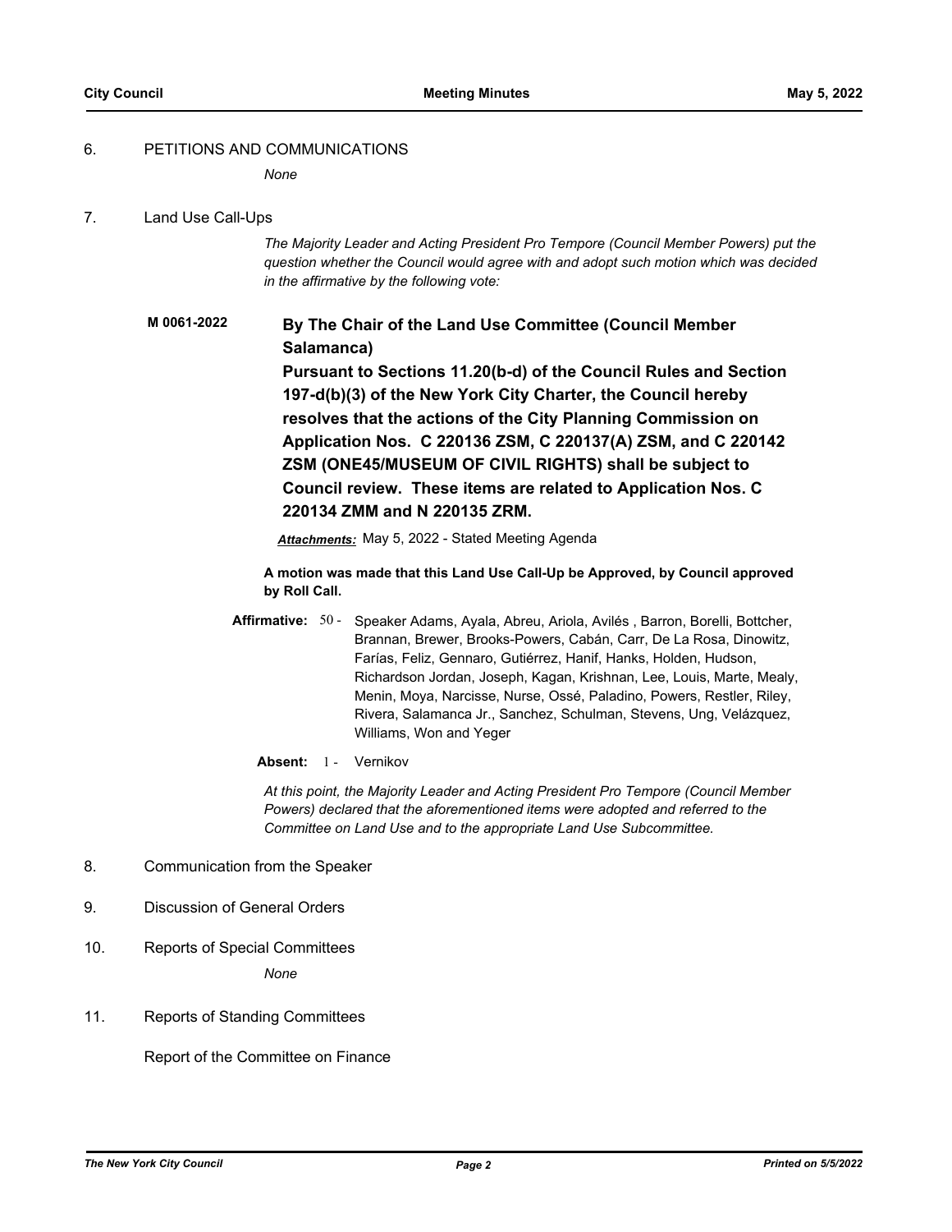## 6. PETITIONS AND COMMUNICATIONS

*None*

## 7. Land Use Call-Ups

*The Majority Leader and Acting President Pro Tempore (Council Member Powers) put the question whether the Council would agree with and adopt such motion which was decided in the affirmative by the following vote:*

**M 0061-2022**

**By The Chair of the Land Use Committee (Council Member Salamanca)**

**Pursuant to Sections 11.20(b-d) of the Council Rules and Section 197-d(b)(3) of the New York City Charter, the Council hereby resolves that the actions of the City Planning Commission on Application Nos. C 220136 ZSM, C 220137(A) ZSM, and C 220142 ZSM (ONE45/MUSEUM OF CIVIL RIGHTS) shall be subject to Council review. These items are related to Application Nos. C 220134 ZMM and N 220135 ZRM.**

***Attachments:*** May 5, 2022 - Stated Meeting Agenda

**A motion was made that this Land Use Call-Up be Approved, by Council approved by Roll Call.**

**Affirmative:** 50 - Speaker Adams, Ayala, Abreu, Ariola, Avilés , Barron, Borelli, Bottcher, Brannan, Brewer, Brooks-Powers, Cabán, Carr, De La Rosa, Dinowitz, Farías, Feliz, Gennaro, Gutiérrez, Hanif, Hanks, Holden, Hudson, Richardson Jordan, Joseph, Kagan, Krishnan, Lee, Louis, Marte, Mealy, Menin, Moya, Narcisse, Nurse, Ossé, Paladino, Powers, Restler, Riley, Rivera, Salamanca Jr., Sanchez, Schulman, Stevens, Ung, Velázquez, Williams, Won and Yeger

**Absent:** 1 - Vernikov

*At this point, the Majority Leader and Acting President Pro Tempore (Council Member Powers) declared that the aforementioned items were adopted and referred to the Committee on Land Use and to the appropriate Land Use Subcommittee.*

## 8. Communication from the Speaker

## 9. Discussion of General Orders

## 10. Reports of Special Committees

*None*

## 11. Reports of Standing Committees

Report of the Committee on Finance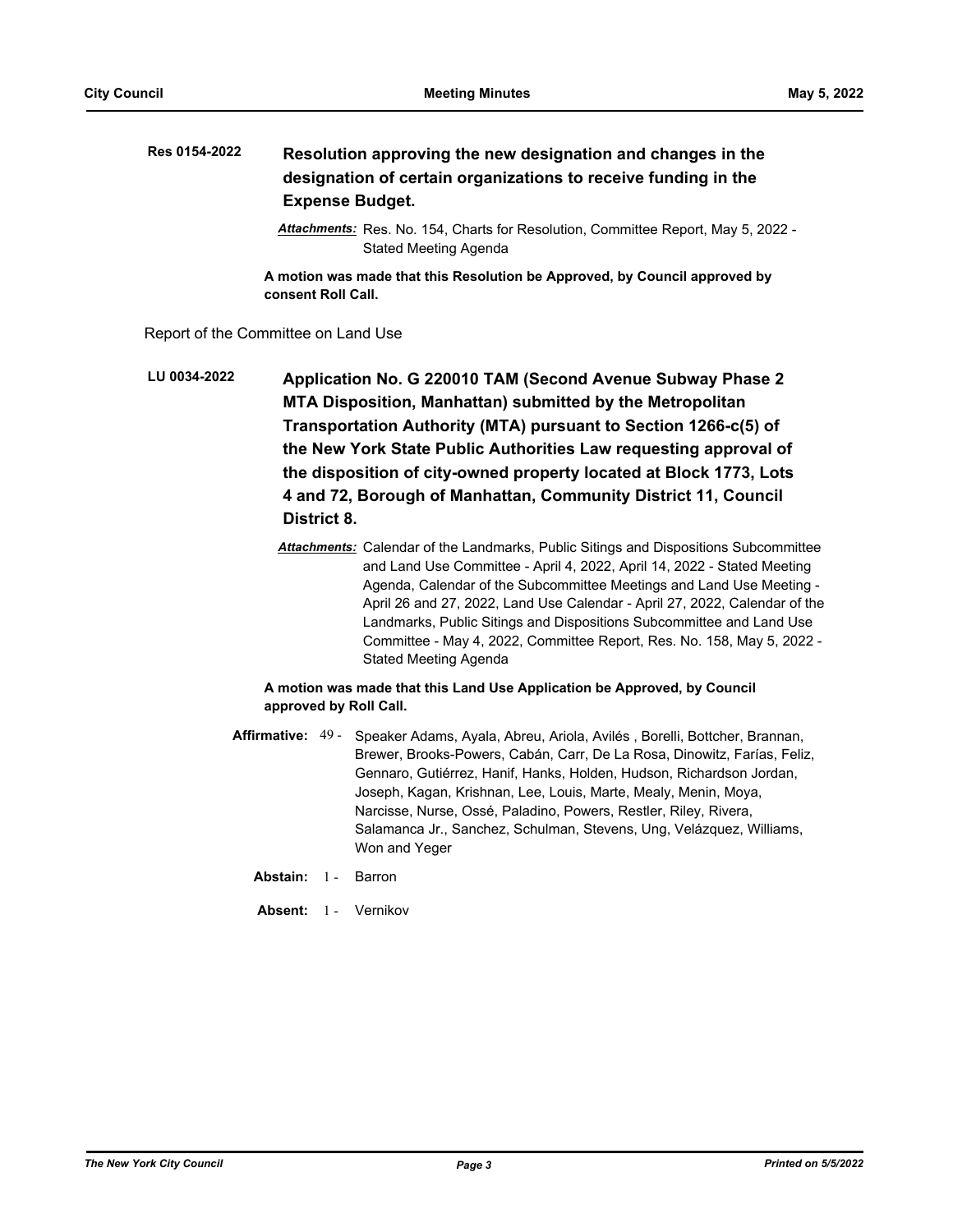**Res 0154-2022** **Resolution approving the new designation and changes in the designation of certain organizations to receive funding in the Expense Budget.**

*Attachments:* Res. No. 154, Charts for Resolution, Committee Report, May 5, 2022 - Stated Meeting Agenda

**A motion was made that this Resolution be Approved, by Council approved by consent Roll Call.**

Report of the Committee on Land Use

**LU 0034-2022** **Application No. G 220010 TAM (Second Avenue Subway Phase 2 MTA Disposition, Manhattan) submitted by the Metropolitan Transportation Authority (MTA) pursuant to Section 1266-c(5) of the New York State Public Authorities Law requesting approval of the disposition of city-owned property located at Block 1773, Lots 4 and 72, Borough of Manhattan, Community District 11, Council District 8.**

*Attachments:* Calendar of the Landmarks, Public Sitings and Dispositions Subcommittee and Land Use Committee - April 4, 2022, April 14, 2022 - Stated Meeting Agenda, Calendar of the Subcommittee Meetings and Land Use Meeting - April 26 and 27, 2022, Land Use Calendar - April 27, 2022, Calendar of the Landmarks, Public Sitings and Dispositions Subcommittee and Land Use Committee - May 4, 2022, Committee Report, Res. No. 158, May 5, 2022 - Stated Meeting Agenda

**A motion was made that this Land Use Application be Approved, by Council approved by Roll Call.**

**Affirmative:** 49 - Speaker Adams, Ayala, Abreu, Ariola, Avilés , Borelli, Bottcher, Brannan, Brewer, Brooks-Powers, Cabán, Carr, De La Rosa, Dinowitz, Farías, Feliz, Gennaro, Gutiérrez, Hanif, Hanks, Holden, Hudson, Richardson Jordan, Joseph, Kagan, Krishnan, Lee, Louis, Marte, Mealy, Menin, Moya, Narcisse, Nurse, Ossé, Paladino, Powers, Restler, Riley, Rivera, Salamanca Jr., Sanchez, Schulman, Stevens, Ung, Velázquez, Williams, Won and Yeger

**Abstain:** 1 - Barron

**Absent:** 1 - Vernikov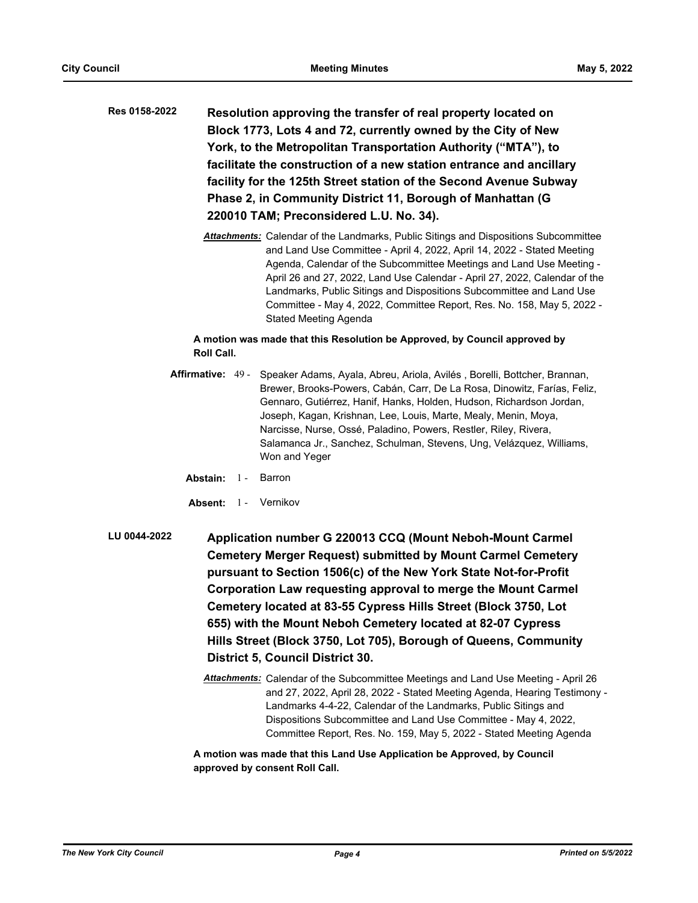**Res 0158-2022** **Resolution approving the transfer of real property located on Block 1773, Lots 4 and 72, currently owned by the City of New York, to the Metropolitan Transportation Authority ("MTA"), to facilitate the construction of a new station entrance and ancillary facility for the 125th Street station of the Second Avenue Subway Phase 2, in Community District 11, Borough of Manhattan (G 220010 TAM; Preconsidered L.U. No. 34).**

***Attachments:*** Calendar of the Landmarks, Public Sitings and Dispositions Subcommittee and Land Use Committee - April 4, 2022, April 14, 2022 - Stated Meeting Agenda, Calendar of the Subcommittee Meetings and Land Use Meeting - April 26 and 27, 2022, Land Use Calendar - April 27, 2022, Calendar of the Landmarks, Public Sitings and Dispositions Subcommittee and Land Use Committee - May 4, 2022, Committee Report, Res. No. 158, May 5, 2022 - Stated Meeting Agenda

**A motion was made that this Resolution be Approved, by Council approved by Roll Call.**

**Affirmative:** 49 - Speaker Adams, Ayala, Abreu, Ariola, Avilés , Borelli, Bottcher, Brannan, Brewer, Brooks-Powers, Cabán, Carr, De La Rosa, Dinowitz, Farías, Feliz, Gennaro, Gutiérrez, Hanif, Hanks, Holden, Hudson, Richardson Jordan, Joseph, Kagan, Krishnan, Lee, Louis, Marte, Mealy, Menin, Moya, Narcisse, Nurse, Ossé, Paladino, Powers, Restler, Riley, Rivera, Salamanca Jr., Sanchez, Schulman, Stevens, Ung, Velázquez, Williams, Won and Yeger

**Abstain:** 1 - Barron

**Absent:** 1 - Vernikov

**LU 0044-2022** **Application number G 220013 CCQ (Mount Neboh-Mount Carmel Cemetery Merger Request) submitted by Mount Carmel Cemetery pursuant to Section 1506(c) of the New York State Not-for-Profit Corporation Law requesting approval to merge the Mount Carmel Cemetery located at 83-55 Cypress Hills Street (Block 3750, Lot 655) with the Mount Neboh Cemetery located at 82-07 Cypress Hills Street (Block 3750, Lot 705), Borough of Queens, Community District 5, Council District 30.**

***Attachments:*** Calendar of the Subcommittee Meetings and Land Use Meeting - April 26 and 27, 2022, April 28, 2022 - Stated Meeting Agenda, Hearing Testimony - Landmarks 4-4-22, Calendar of the Landmarks, Public Sitings and Dispositions Subcommittee and Land Use Committee - May 4, 2022, Committee Report, Res. No. 159, May 5, 2022 - Stated Meeting Agenda

**A motion was made that this Land Use Application be Approved, by Council approved by consent Roll Call.**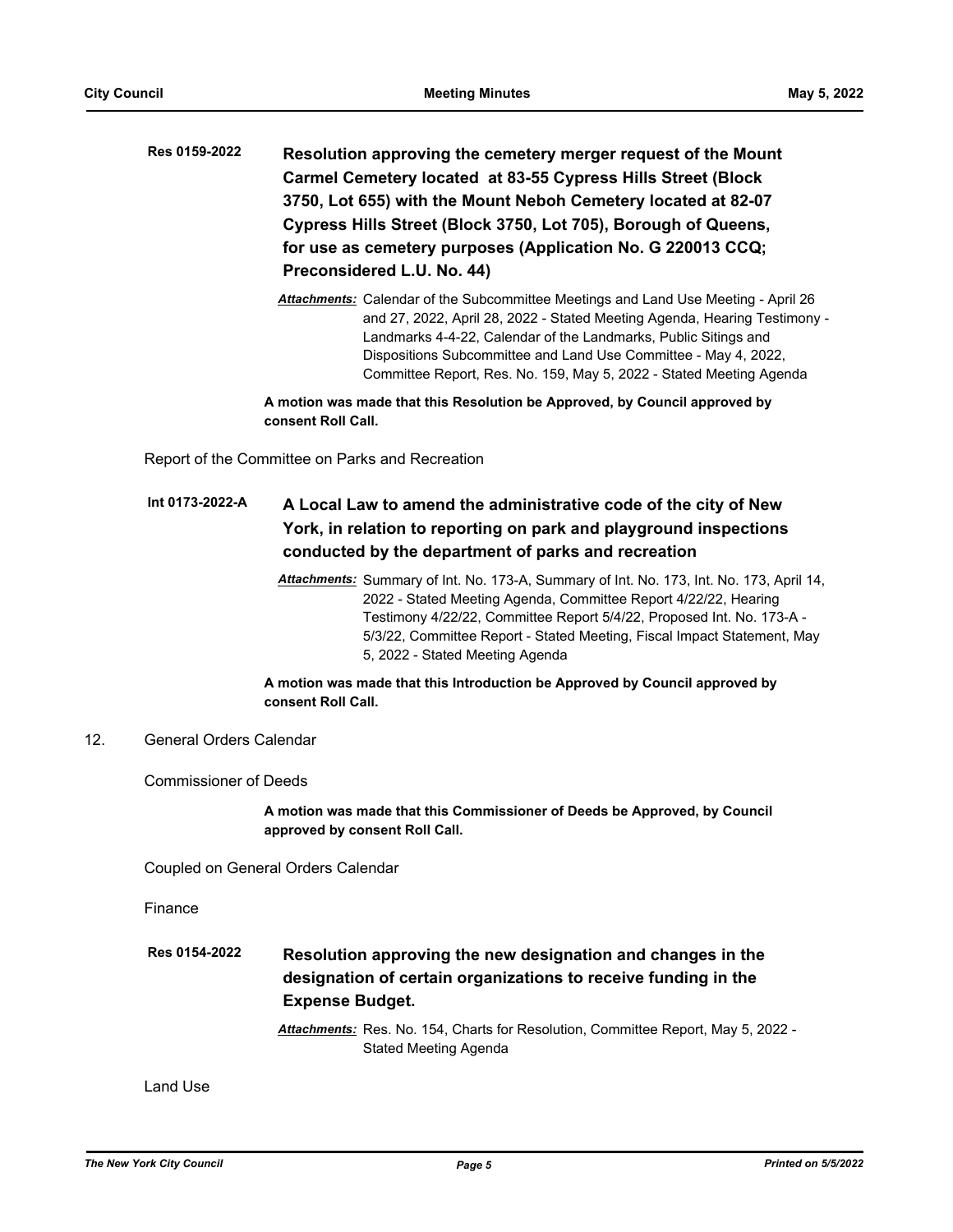**Res 0159-2022** **Resolution approving the cemetery merger request of the Mount Carmel Cemetery located at 83-55 Cypress Hills Street (Block 3750, Lot 655) with the Mount Neboh Cemetery located at 82-07 Cypress Hills Street (Block 3750, Lot 705), Borough of Queens, for use as cemetery purposes (Application No. G 220013 CCQ; Preconsidered L.U. No. 44)**

***Attachments:*** Calendar of the Subcommittee Meetings and Land Use Meeting - April 26 and 27, 2022, April 28, 2022 - Stated Meeting Agenda, Hearing Testimony - Landmarks 4-4-22, Calendar of the Landmarks, Public Sitings and Dispositions Subcommittee and Land Use Committee - May 4, 2022, Committee Report, Res. No. 159, May 5, 2022 - Stated Meeting Agenda

**A motion was made that this Resolution be Approved, by Council approved by consent Roll Call.**

Report of the Committee on Parks and Recreation

**Int 0173-2022-A** **A Local Law to amend the administrative code of the city of New York, in relation to reporting on park and playground inspections conducted by the department of parks and recreation**

***Attachments:*** Summary of Int. No. 173-A, Summary of Int. No. 173, Int. No. 173, April 14, 2022 - Stated Meeting Agenda, Committee Report 4/22/22, Hearing Testimony 4/22/22, Committee Report 5/4/22, Proposed Int. No. 173-A - 5/3/22, Committee Report - Stated Meeting, Fiscal Impact Statement, May 5, 2022 - Stated Meeting Agenda

**A motion was made that this Introduction be Approved by Council approved by consent Roll Call.**

12. General Orders Calendar

Commissioner of Deeds

**A motion was made that this Commissioner of Deeds be Approved, by Council approved by consent Roll Call.**

Coupled on General Orders Calendar

Finance

**Res 0154-2022** **Resolution approving the new designation and changes in the designation of certain organizations to receive funding in the Expense Budget.**

***Attachments:*** Res. No. 154, Charts for Resolution, Committee Report, May 5, 2022 - Stated Meeting Agenda

Land Use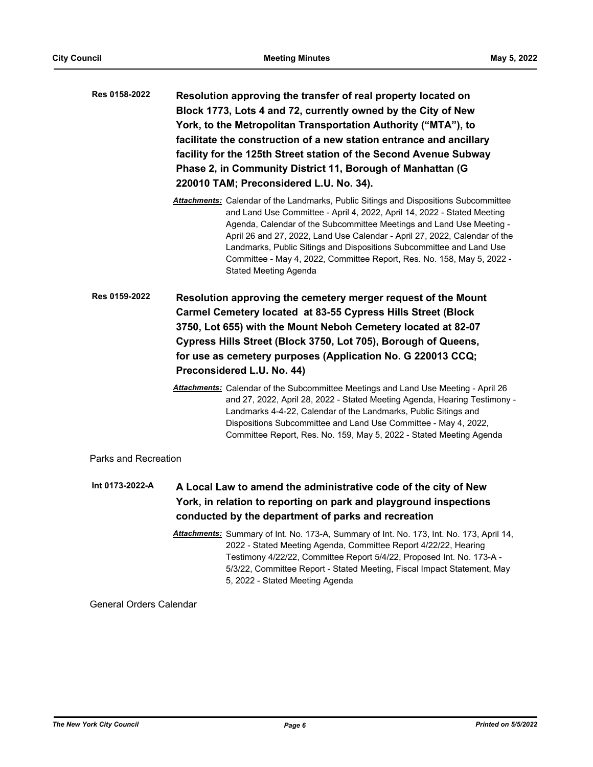**Res 0158-2022** **Resolution approving the transfer of real property located on Block 1773, Lots 4 and 72, currently owned by the City of New York, to the Metropolitan Transportation Authority ("MTA"), to facilitate the construction of a new station entrance and ancillary facility for the 125th Street station of the Second Avenue Subway Phase 2, in Community District 11, Borough of Manhattan (G 220010 TAM; Preconsidered L.U. No. 34).**

***Attachments:*** Calendar of the Landmarks, Public Sitings and Dispositions Subcommittee and Land Use Committee - April 4, 2022, April 14, 2022 - Stated Meeting Agenda, Calendar of the Subcommittee Meetings and Land Use Meeting - April 26 and 27, 2022, Land Use Calendar - April 27, 2022, Calendar of the Landmarks, Public Sitings and Dispositions Subcommittee and Land Use Committee - May 4, 2022, Committee Report, Res. No. 158, May 5, 2022 - Stated Meeting Agenda

**Res 0159-2022** **Resolution approving the cemetery merger request of the Mount Carmel Cemetery located at 83-55 Cypress Hills Street (Block 3750, Lot 655) with the Mount Neboh Cemetery located at 82-07 Cypress Hills Street (Block 3750, Lot 705), Borough of Queens, for use as cemetery purposes (Application No. G 220013 CCQ; Preconsidered L.U. No. 44)**

***Attachments:*** Calendar of the Subcommittee Meetings and Land Use Meeting - April 26 and 27, 2022, April 28, 2022 - Stated Meeting Agenda, Hearing Testimony - Landmarks 4-4-22, Calendar of the Landmarks, Public Sitings and Dispositions Subcommittee and Land Use Committee - May 4, 2022, Committee Report, Res. No. 159, May 5, 2022 - Stated Meeting Agenda

Parks and Recreation

**Int 0173-2022-A** **A Local Law to amend the administrative code of the city of New York, in relation to reporting on park and playground inspections conducted by the department of parks and recreation**

***Attachments:*** Summary of Int. No. 173-A, Summary of Int. No. 173, Int. No. 173, April 14, 2022 - Stated Meeting Agenda, Committee Report 4/22/22, Hearing Testimony 4/22/22, Committee Report 5/4/22, Proposed Int. No. 173-A - 5/3/22, Committee Report - Stated Meeting, Fiscal Impact Statement, May 5, 2022 - Stated Meeting Agenda

General Orders Calendar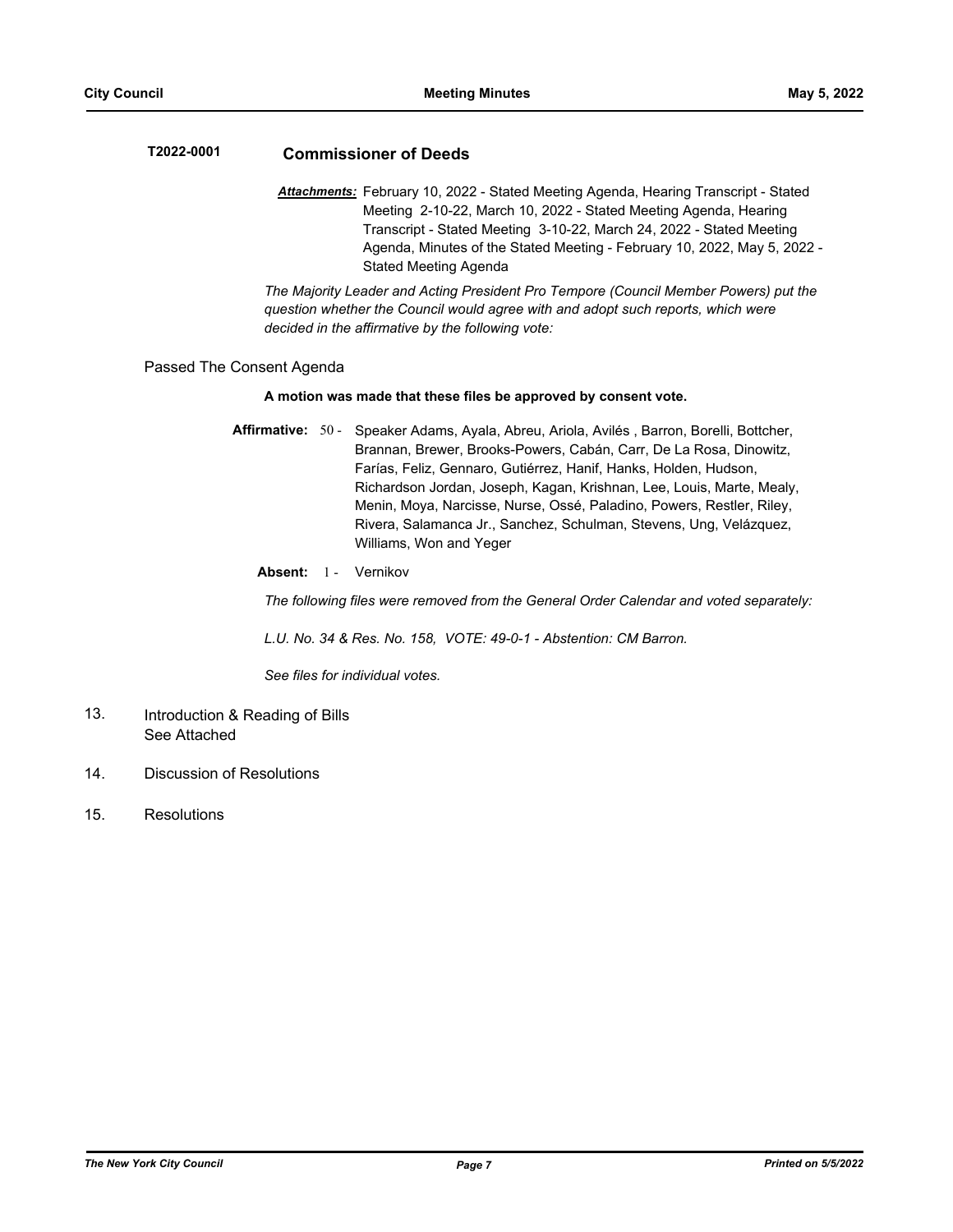**T2022-0001** **Commissioner of Deeds**

***Attachments:*** February 10, 2022 - Stated Meeting Agenda, Hearing Transcript - Stated Meeting 2-10-22, March 10, 2022 - Stated Meeting Agenda, Hearing Transcript - Stated Meeting 3-10-22, March 24, 2022 - Stated Meeting Agenda, Minutes of the Stated Meeting - February 10, 2022, May 5, 2022 - Stated Meeting Agenda

*The Majority Leader and Acting President Pro Tempore (Council Member Powers) put the question whether the Council would agree with and adopt such reports, which were decided in the affirmative by the following vote:*

Passed The Consent Agenda

**A motion was made that these files be approved by consent vote.**

**Affirmative:** 50 - Speaker Adams, Ayala, Abreu, Ariola, Avilés , Barron, Borelli, Bottcher, Brannan, Brewer, Brooks-Powers, Cabán, Carr, De La Rosa, Dinowitz, Farías, Feliz, Gennaro, Gutiérrez, Hanif, Hanks, Holden, Hudson, Richardson Jordan, Joseph, Kagan, Krishnan, Lee, Louis, Marte, Mealy, Menin, Moya, Narcisse, Nurse, Ossé, Paladino, Powers, Restler, Riley, Rivera, Salamanca Jr., Sanchez, Schulman, Stevens, Ung, Velázquez, Williams, Won and Yeger

**Absent:** 1 - Vernikov

*The following files were removed from the General Order Calendar and voted separately:*

*L.U. No. 34 & Res. No. 158, VOTE: 49-0-1 - Abstention: CM Barron.*

*See files for individual votes.*

13. Introduction & Reading of Bills
    See Attached

14. Discussion of Resolutions

15. Resolutions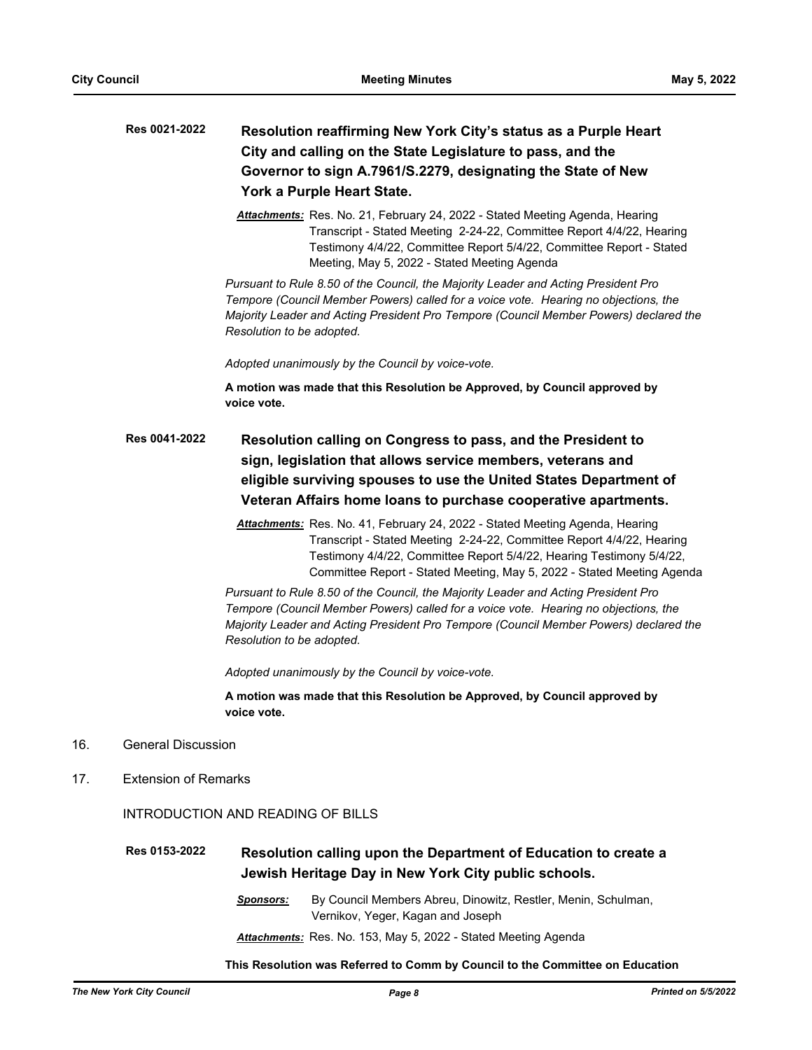**Res 0021-2022** **Resolution reaffirming New York City's status as a Purple Heart City and calling on the State Legislature to pass, and the Governor to sign A.7961/S.2279, designating the State of New York a Purple Heart State.**

***Attachments:*** Res. No. 21, February 24, 2022 - Stated Meeting Agenda, Hearing Transcript - Stated Meeting 2-24-22, Committee Report 4/4/22, Hearing Testimony 4/4/22, Committee Report 5/4/22, Committee Report - Stated Meeting, May 5, 2022 - Stated Meeting Agenda

*Pursuant to Rule 8.50 of the Council, the Majority Leader and Acting President Pro Tempore (Council Member Powers) called for a voice vote. Hearing no objections, the Majority Leader and Acting President Pro Tempore (Council Member Powers) declared the Resolution to be adopted.*

*Adopted unanimously by the Council by voice-vote.*

**A motion was made that this Resolution be Approved, by Council approved by voice vote.**

**Res 0041-2022** **Resolution calling on Congress to pass, and the President to sign, legislation that allows service members, veterans and eligible surviving spouses to use the United States Department of Veteran Affairs home loans to purchase cooperative apartments.**

***Attachments:*** Res. No. 41, February 24, 2022 - Stated Meeting Agenda, Hearing Transcript - Stated Meeting 2-24-22, Committee Report 4/4/22, Hearing Testimony 4/4/22, Committee Report 5/4/22, Hearing Testimony 5/4/22, Committee Report - Stated Meeting, May 5, 2022 - Stated Meeting Agenda

*Pursuant to Rule 8.50 of the Council, the Majority Leader and Acting President Pro Tempore (Council Member Powers) called for a voice vote. Hearing no objections, the Majority Leader and Acting President Pro Tempore (Council Member Powers) declared the Resolution to be adopted.*

*Adopted unanimously by the Council by voice-vote.*

**A motion was made that this Resolution be Approved, by Council approved by voice vote.**

16. General Discussion

17. Extension of Remarks

INTRODUCTION AND READING OF BILLS

**Res 0153-2022** **Resolution calling upon the Department of Education to create a Jewish Heritage Day in New York City public schools.**

***Sponsors:*** By Council Members Abreu, Dinowitz, Restler, Menin, Schulman, Vernikov, Yeger, Kagan and Joseph

***Attachments:*** Res. No. 153, May 5, 2022 - Stated Meeting Agenda

**This Resolution was Referred to Comm by Council to the Committee on Education**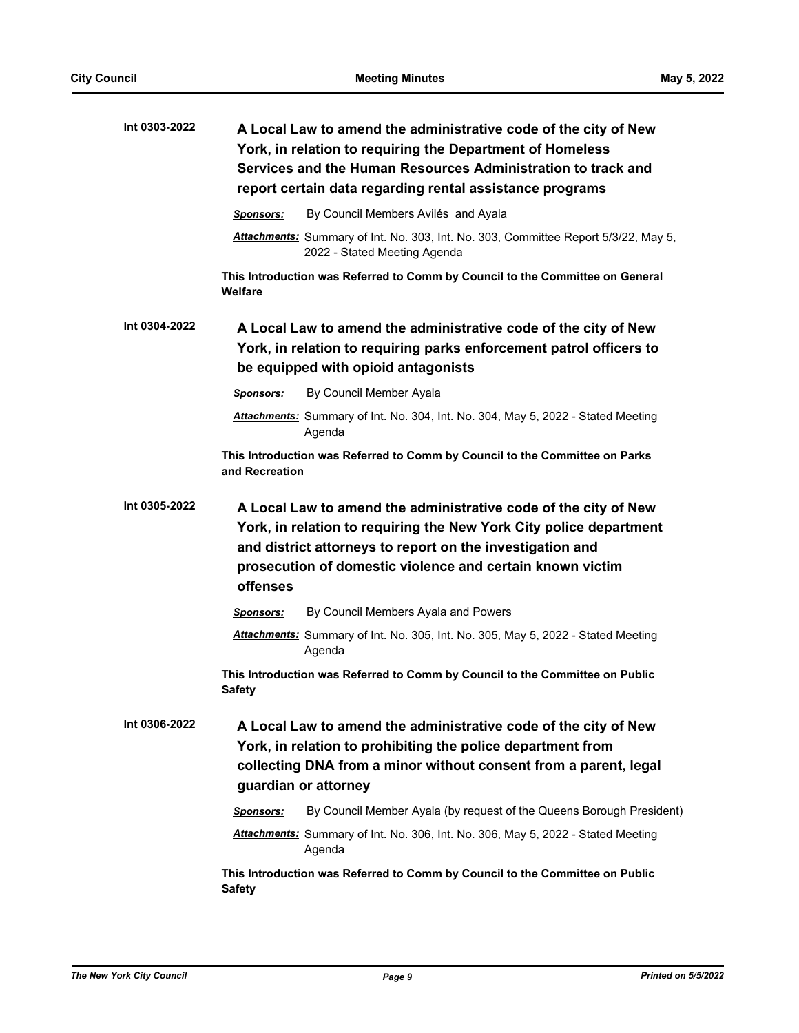**Int 0303-2022** **A Local Law to amend the administrative code of the city of New York, in relation to requiring the Department of Homeless Services and the Human Resources Administration to track and report certain data regarding rental assistance programs**

***Sponsors:*** By Council Members Avilés and Ayala

***Attachments:*** Summary of Int. No. 303, Int. No. 303, Committee Report 5/3/22, May 5, 2022 - Stated Meeting Agenda

**This Introduction was Referred to Comm by Council to the Committee on General Welfare**

**Int 0304-2022** **A Local Law to amend the administrative code of the city of New York, in relation to requiring parks enforcement patrol officers to be equipped with opioid antagonists**

***Sponsors:*** By Council Member Ayala

***Attachments:*** Summary of Int. No. 304, Int. No. 304, May 5, 2022 - Stated Meeting Agenda

**This Introduction was Referred to Comm by Council to the Committee on Parks and Recreation**

**Int 0305-2022** **A Local Law to amend the administrative code of the city of New York, in relation to requiring the New York City police department and district attorneys to report on the investigation and prosecution of domestic violence and certain known victim offenses**

***Sponsors:*** By Council Members Ayala and Powers

***Attachments:*** Summary of Int. No. 305, Int. No. 305, May 5, 2022 - Stated Meeting Agenda

**This Introduction was Referred to Comm by Council to the Committee on Public Safety**

**Int 0306-2022** **A Local Law to amend the administrative code of the city of New York, in relation to prohibiting the police department from collecting DNA from a minor without consent from a parent, legal guardian or attorney**

***Sponsors:*** By Council Member Ayala (by request of the Queens Borough President)

***Attachments:*** Summary of Int. No. 306, Int. No. 306, May 5, 2022 - Stated Meeting Agenda

**This Introduction was Referred to Comm by Council to the Committee on Public Safety**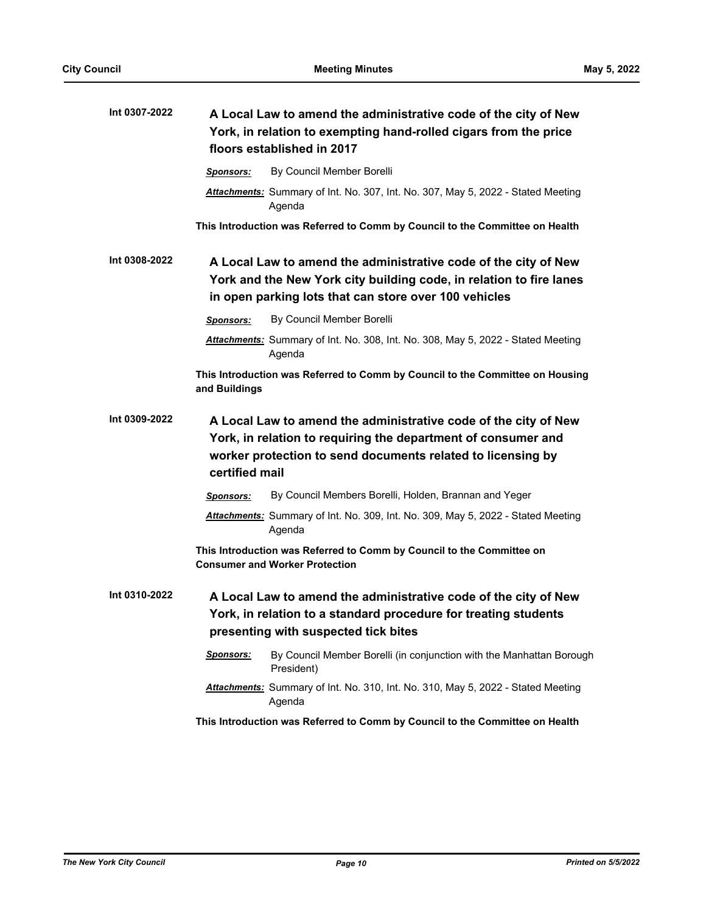**Int 0307-2022** **A Local Law to amend the administrative code of the city of New York, in relation to exempting hand-rolled cigars from the price floors established in 2017**

***Sponsors:*** By Council Member Borelli

***Attachments:*** Summary of Int. No. 307, Int. No. 307, May 5, 2022 - Stated Meeting Agenda

**This Introduction was Referred to Comm by Council to the Committee on Health**

**Int 0308-2022** **A Local Law to amend the administrative code of the city of New York and the New York city building code, in relation to fire lanes in open parking lots that can store over 100 vehicles**

***Sponsors:*** By Council Member Borelli

***Attachments:*** Summary of Int. No. 308, Int. No. 308, May 5, 2022 - Stated Meeting Agenda

**This Introduction was Referred to Comm by Council to the Committee on Housing and Buildings**

**Int 0309-2022** **A Local Law to amend the administrative code of the city of New York, in relation to requiring the department of consumer and worker protection to send documents related to licensing by certified mail**

***Sponsors:*** By Council Members Borelli, Holden, Brannan and Yeger

***Attachments:*** Summary of Int. No. 309, Int. No. 309, May 5, 2022 - Stated Meeting Agenda

**This Introduction was Referred to Comm by Council to the Committee on Consumer and Worker Protection**

**Int 0310-2022** **A Local Law to amend the administrative code of the city of New York, in relation to a standard procedure for treating students presenting with suspected tick bites**

***Sponsors:*** By Council Member Borelli (in conjunction with the Manhattan Borough President)

***Attachments:*** Summary of Int. No. 310, Int. No. 310, May 5, 2022 - Stated Meeting Agenda

**This Introduction was Referred to Comm by Council to the Committee on Health**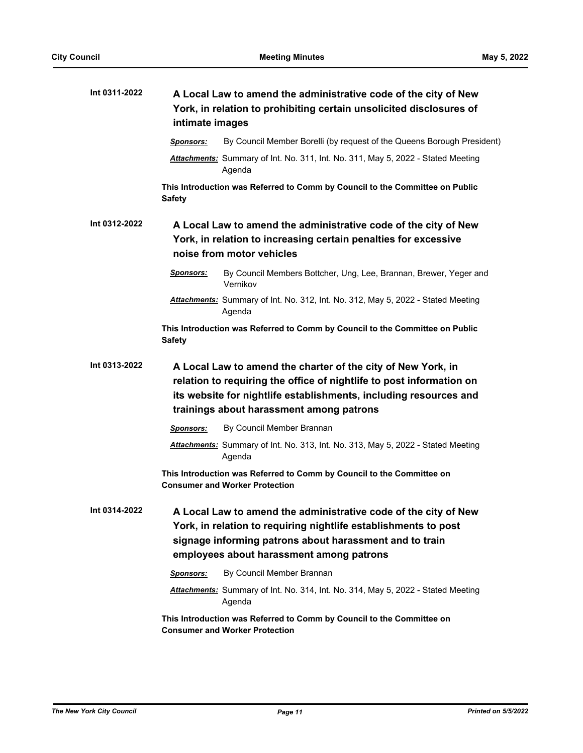**Int 0311-2022** **A Local Law to amend the administrative code of the city of New York, in relation to prohibiting certain unsolicited disclosures of intimate images**

***Sponsors:*** By Council Member Borelli (by request of the Queens Borough President)

***Attachments:*** Summary of Int. No. 311, Int. No. 311, May 5, 2022 - Stated Meeting Agenda

**This Introduction was Referred to Comm by Council to the Committee on Public Safety**

**Int 0312-2022** **A Local Law to amend the administrative code of the city of New York, in relation to increasing certain penalties for excessive noise from motor vehicles**

***Sponsors:*** By Council Members Bottcher, Ung, Lee, Brannan, Brewer, Yeger and Vernikov

***Attachments:*** Summary of Int. No. 312, Int. No. 312, May 5, 2022 - Stated Meeting Agenda

**This Introduction was Referred to Comm by Council to the Committee on Public Safety**

**Int 0313-2022** **A Local Law to amend the charter of the city of New York, in relation to requiring the office of nightlife to post information on its website for nightlife establishments, including resources and trainings about harassment among patrons**

***Sponsors:*** By Council Member Brannan

***Attachments:*** Summary of Int. No. 313, Int. No. 313, May 5, 2022 - Stated Meeting Agenda

**This Introduction was Referred to Comm by Council to the Committee on Consumer and Worker Protection**

**Int 0314-2022** **A Local Law to amend the administrative code of the city of New York, in relation to requiring nightlife establishments to post signage informing patrons about harassment and to train employees about harassment among patrons**

***Sponsors:*** By Council Member Brannan

***Attachments:*** Summary of Int. No. 314, Int. No. 314, May 5, 2022 - Stated Meeting Agenda

**This Introduction was Referred to Comm by Council to the Committee on Consumer and Worker Protection**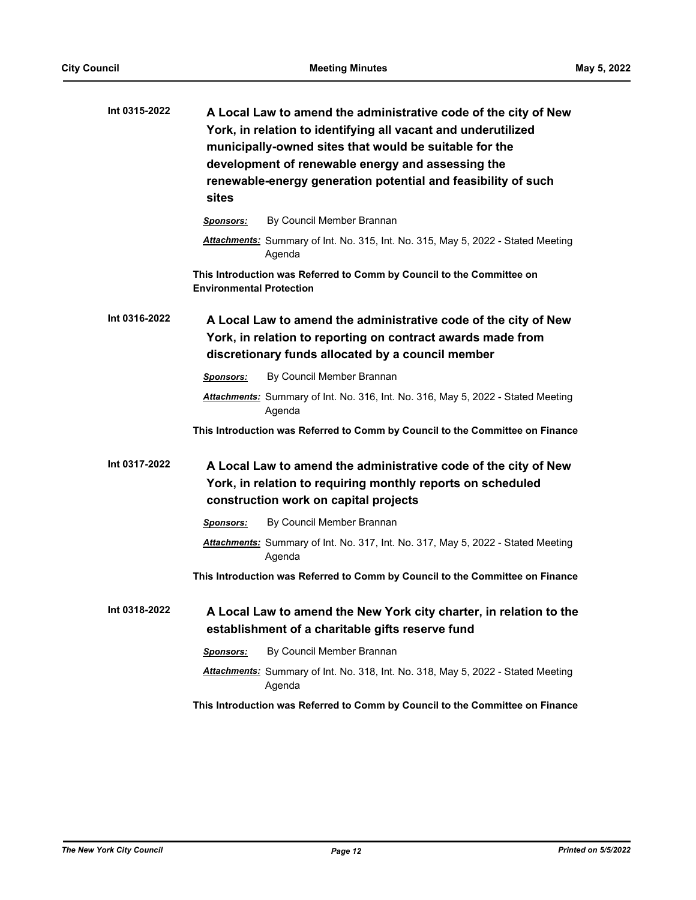**Int 0315-2022** **A Local Law to amend the administrative code of the city of New York, in relation to identifying all vacant and underutilized municipally-owned sites that would be suitable for the development of renewable energy and assessing the renewable-energy generation potential and feasibility of such sites**

***Sponsors:*** By Council Member Brannan

***Attachments:*** Summary of Int. No. 315, Int. No. 315, May 5, 2022 - Stated Meeting Agenda

**This Introduction was Referred to Comm by Council to the Committee on Environmental Protection**

**Int 0316-2022** **A Local Law to amend the administrative code of the city of New York, in relation to reporting on contract awards made from discretionary funds allocated by a council member**

***Sponsors:*** By Council Member Brannan

***Attachments:*** Summary of Int. No. 316, Int. No. 316, May 5, 2022 - Stated Meeting Agenda

**This Introduction was Referred to Comm by Council to the Committee on Finance**

**Int 0317-2022** **A Local Law to amend the administrative code of the city of New York, in relation to requiring monthly reports on scheduled construction work on capital projects**

***Sponsors:*** By Council Member Brannan

***Attachments:*** Summary of Int. No. 317, Int. No. 317, May 5, 2022 - Stated Meeting Agenda

**This Introduction was Referred to Comm by Council to the Committee on Finance**

**Int 0318-2022** **A Local Law to amend the New York city charter, in relation to the establishment of a charitable gifts reserve fund**

***Sponsors:*** By Council Member Brannan

***Attachments:*** Summary of Int. No. 318, Int. No. 318, May 5, 2022 - Stated Meeting Agenda

**This Introduction was Referred to Comm by Council to the Committee on Finance**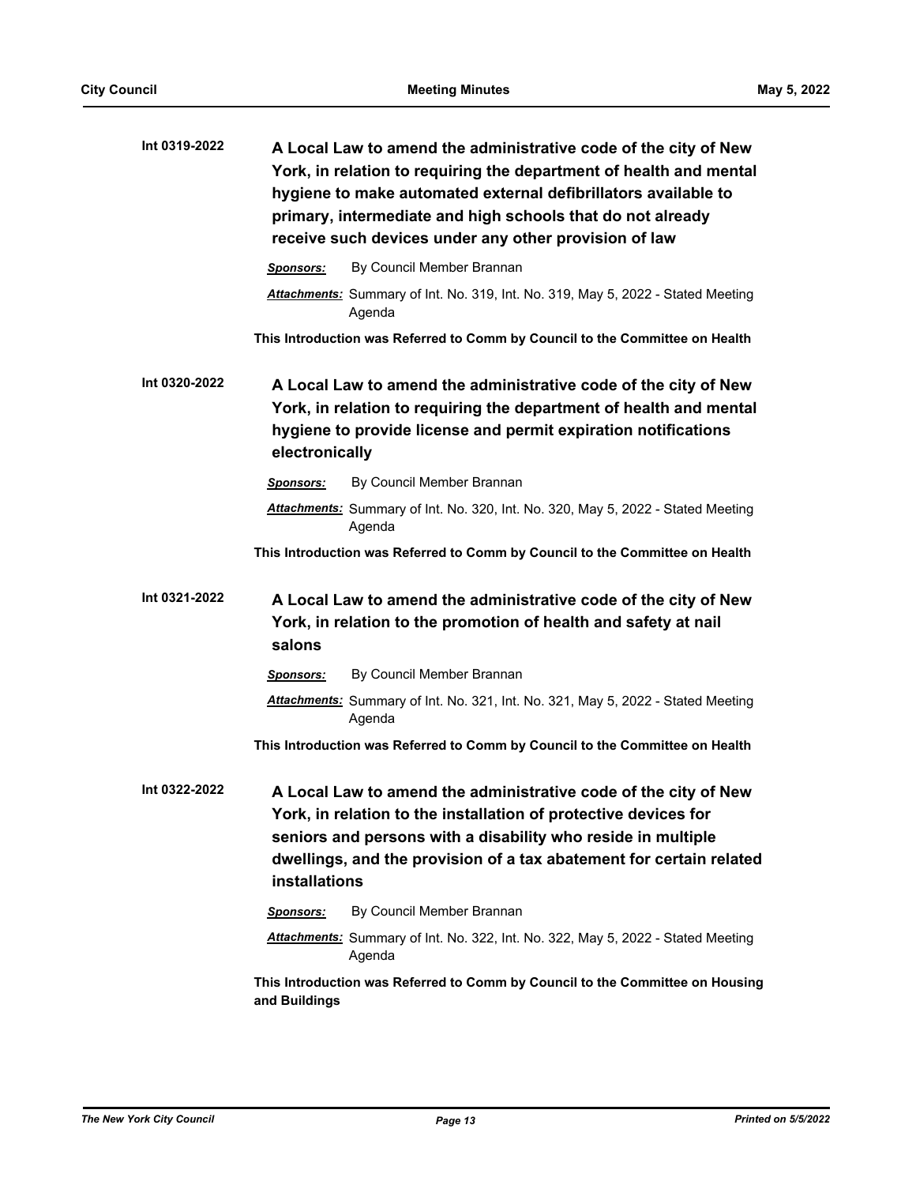**Int 0319-2022** **A Local Law to amend the administrative code of the city of New York, in relation to requiring the department of health and mental hygiene to make automated external defibrillators available to primary, intermediate and high schools that do not already receive such devices under any other provision of law**

***Sponsors:*** By Council Member Brannan

***Attachments:*** Summary of Int. No. 319, Int. No. 319, May 5, 2022 - Stated Meeting Agenda

**This Introduction was Referred to Comm by Council to the Committee on Health**

**Int 0320-2022** **A Local Law to amend the administrative code of the city of New York, in relation to requiring the department of health and mental hygiene to provide license and permit expiration notifications electronically**

***Sponsors:*** By Council Member Brannan

***Attachments:*** Summary of Int. No. 320, Int. No. 320, May 5, 2022 - Stated Meeting Agenda

**This Introduction was Referred to Comm by Council to the Committee on Health**

**Int 0321-2022** **A Local Law to amend the administrative code of the city of New York, in relation to the promotion of health and safety at nail salons**

***Sponsors:*** By Council Member Brannan

***Attachments:*** Summary of Int. No. 321, Int. No. 321, May 5, 2022 - Stated Meeting Agenda

**This Introduction was Referred to Comm by Council to the Committee on Health**

**Int 0322-2022** **A Local Law to amend the administrative code of the city of New York, in relation to the installation of protective devices for seniors and persons with a disability who reside in multiple dwellings, and the provision of a tax abatement for certain related installations**

***Sponsors:*** By Council Member Brannan

***Attachments:*** Summary of Int. No. 322, Int. No. 322, May 5, 2022 - Stated Meeting Agenda

**This Introduction was Referred to Comm by Council to the Committee on Housing and Buildings**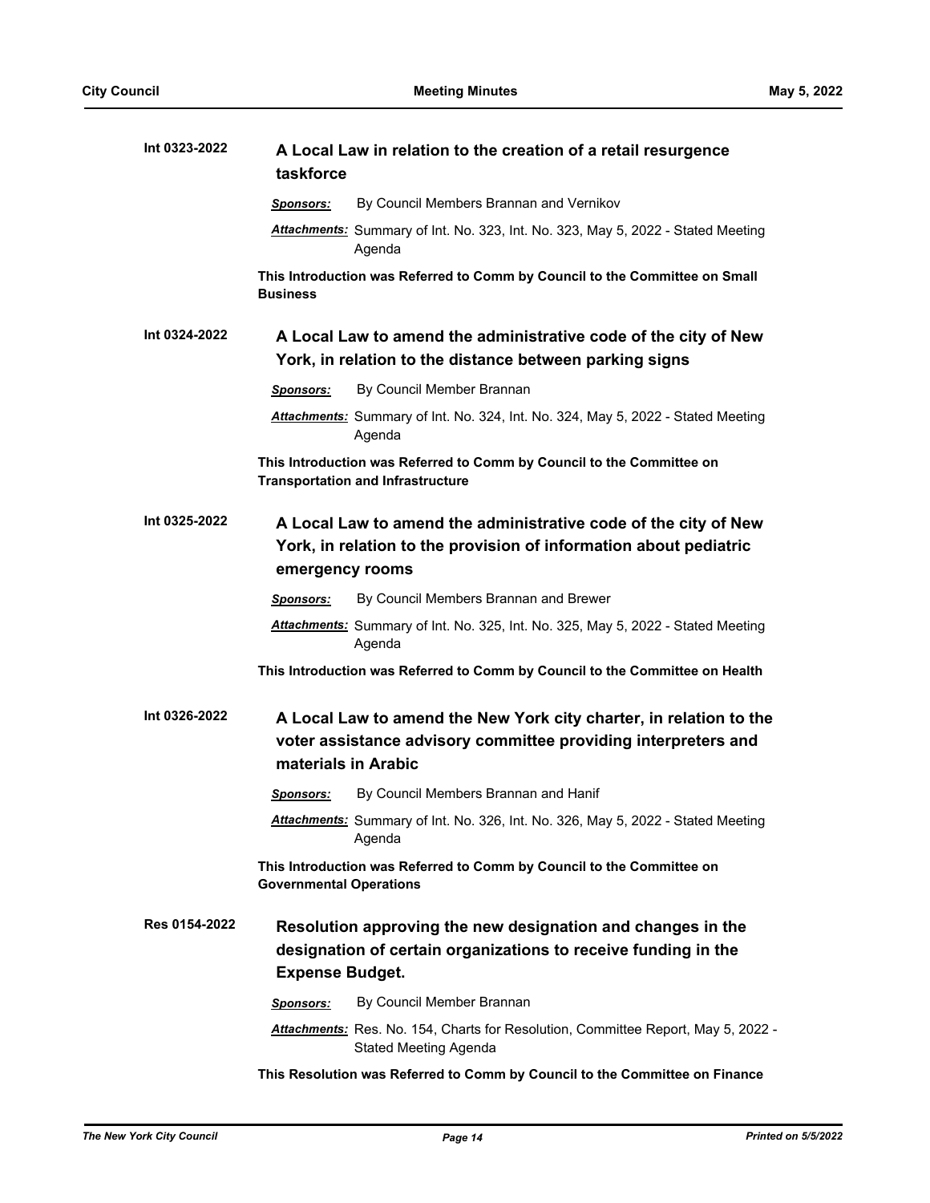**Int 0323-2022** **A Local Law in relation to the creation of a retail resurgence taskforce**

***Sponsors:*** By Council Members Brannan and Vernikov

***Attachments:*** Summary of Int. No. 323, Int. No. 323, May 5, 2022 - Stated Meeting Agenda

**This Introduction was Referred to Comm by Council to the Committee on Small Business**

**Int 0324-2022** **A Local Law to amend the administrative code of the city of New York, in relation to the distance between parking signs**

***Sponsors:*** By Council Member Brannan

***Attachments:*** Summary of Int. No. 324, Int. No. 324, May 5, 2022 - Stated Meeting Agenda

**This Introduction was Referred to Comm by Council to the Committee on Transportation and Infrastructure**

**Int 0325-2022** **A Local Law to amend the administrative code of the city of New York, in relation to the provision of information about pediatric emergency rooms**

***Sponsors:*** By Council Members Brannan and Brewer

***Attachments:*** Summary of Int. No. 325, Int. No. 325, May 5, 2022 - Stated Meeting Agenda

**This Introduction was Referred to Comm by Council to the Committee on Health**

**Int 0326-2022** **A Local Law to amend the New York city charter, in relation to the voter assistance advisory committee providing interpreters and materials in Arabic**

***Sponsors:*** By Council Members Brannan and Hanif

***Attachments:*** Summary of Int. No. 326, Int. No. 326, May 5, 2022 - Stated Meeting Agenda

**This Introduction was Referred to Comm by Council to the Committee on Governmental Operations**

**Res 0154-2022** **Resolution approving the new designation and changes in the designation of certain organizations to receive funding in the Expense Budget.**

***Sponsors:*** By Council Member Brannan

***Attachments:*** Res. No. 154, Charts for Resolution, Committee Report, May 5, 2022 - Stated Meeting Agenda

**This Resolution was Referred to Comm by Council to the Committee on Finance**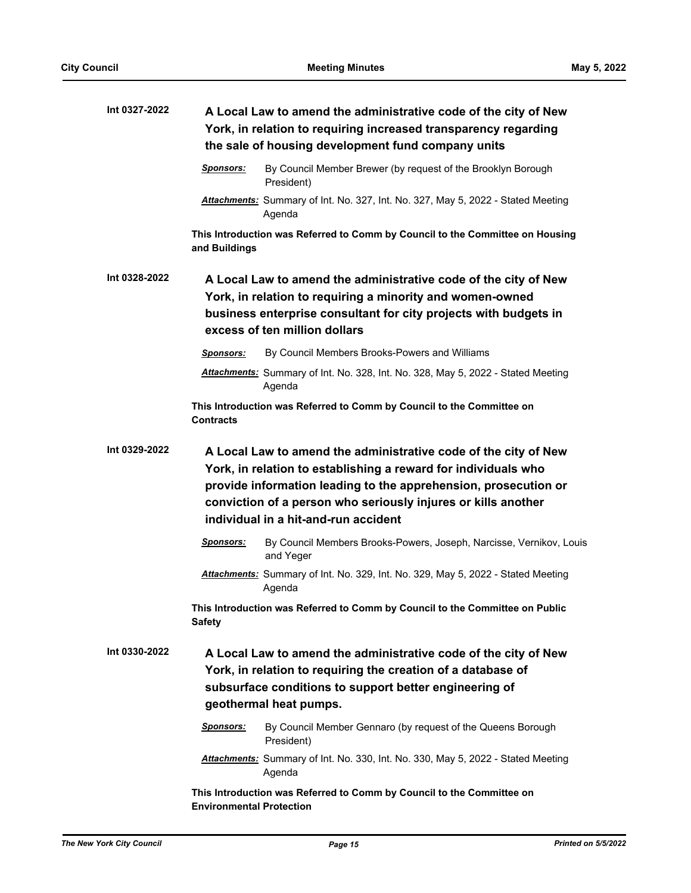**Int 0327-2022** **A Local Law to amend the administrative code of the city of New York, in relation to requiring increased transparency regarding the sale of housing development fund company units**

*Sponsors:* By Council Member Brewer (by request of the Brooklyn Borough President)

*Attachments:* Summary of Int. No. 327, Int. No. 327, May 5, 2022 - Stated Meeting Agenda

**This Introduction was Referred to Comm by Council to the Committee on Housing and Buildings**

**Int 0328-2022** **A Local Law to amend the administrative code of the city of New York, in relation to requiring a minority and women-owned business enterprise consultant for city projects with budgets in excess of ten million dollars**

*Sponsors:* By Council Members Brooks-Powers and Williams

*Attachments:* Summary of Int. No. 328, Int. No. 328, May 5, 2022 - Stated Meeting Agenda

**This Introduction was Referred to Comm by Council to the Committee on Contracts**

**Int 0329-2022** **A Local Law to amend the administrative code of the city of New York, in relation to establishing a reward for individuals who provide information leading to the apprehension, prosecution or conviction of a person who seriously injures or kills another individual in a hit-and-run accident**

*Sponsors:* By Council Members Brooks-Powers, Joseph, Narcisse, Vernikov, Louis and Yeger

*Attachments:* Summary of Int. No. 329, Int. No. 329, May 5, 2022 - Stated Meeting Agenda

**This Introduction was Referred to Comm by Council to the Committee on Public Safety**

**Int 0330-2022** **A Local Law to amend the administrative code of the city of New York, in relation to requiring the creation of a database of subsurface conditions to support better engineering of geothermal heat pumps.**

*Sponsors:* By Council Member Gennaro (by request of the Queens Borough President)

*Attachments:* Summary of Int. No. 330, Int. No. 330, May 5, 2022 - Stated Meeting Agenda

**This Introduction was Referred to Comm by Council to the Committee on Environmental Protection**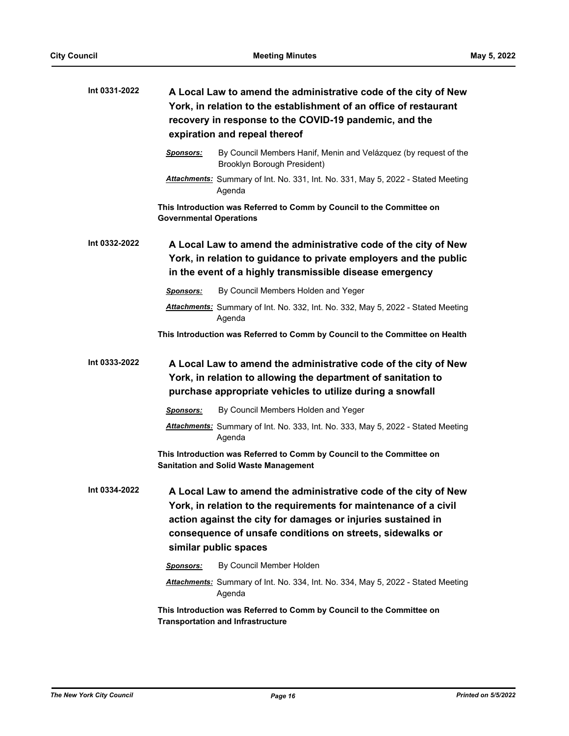**Int 0331-2022** **A Local Law to amend the administrative code of the city of New York, in relation to the establishment of an office of restaurant recovery in response to the COVID-19 pandemic, and the expiration and repeal thereof**

***Sponsors:*** By Council Members Hanif, Menin and Velázquez (by request of the Brooklyn Borough President)

***Attachments:*** Summary of Int. No. 331, Int. No. 331, May 5, 2022 - Stated Meeting Agenda

**This Introduction was Referred to Comm by Council to the Committee on Governmental Operations**

**Int 0332-2022** **A Local Law to amend the administrative code of the city of New York, in relation to guidance to private employers and the public in the event of a highly transmissible disease emergency**

***Sponsors:*** By Council Members Holden and Yeger

***Attachments:*** Summary of Int. No. 332, Int. No. 332, May 5, 2022 - Stated Meeting Agenda

**This Introduction was Referred to Comm by Council to the Committee on Health**

**Int 0333-2022** **A Local Law to amend the administrative code of the city of New York, in relation to allowing the department of sanitation to purchase appropriate vehicles to utilize during a snowfall**

***Sponsors:*** By Council Members Holden and Yeger

***Attachments:*** Summary of Int. No. 333, Int. No. 333, May 5, 2022 - Stated Meeting Agenda

**This Introduction was Referred to Comm by Council to the Committee on Sanitation and Solid Waste Management**

**Int 0334-2022** **A Local Law to amend the administrative code of the city of New York, in relation to the requirements for maintenance of a civil action against the city for damages or injuries sustained in consequence of unsafe conditions on streets, sidewalks or similar public spaces**

***Sponsors:*** By Council Member Holden

***Attachments:*** Summary of Int. No. 334, Int. No. 334, May 5, 2022 - Stated Meeting Agenda

**This Introduction was Referred to Comm by Council to the Committee on Transportation and Infrastructure**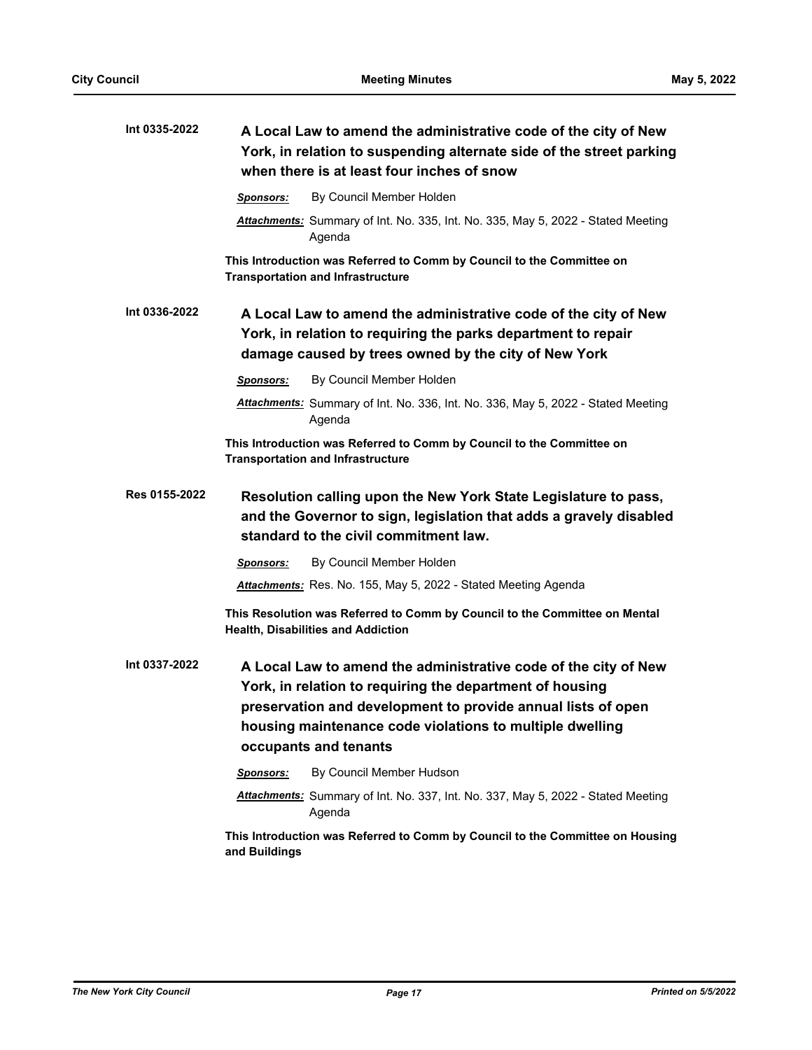**Int 0335-2022** **A Local Law to amend the administrative code of the city of New York, in relation to suspending alternate side of the street parking when there is at least four inches of snow**

***Sponsors:*** By Council Member Holden

***Attachments:*** Summary of Int. No. 335, Int. No. 335, May 5, 2022 - Stated Meeting Agenda

**This Introduction was Referred to Comm by Council to the Committee on Transportation and Infrastructure**

**Int 0336-2022** **A Local Law to amend the administrative code of the city of New York, in relation to requiring the parks department to repair damage caused by trees owned by the city of New York**

***Sponsors:*** By Council Member Holden

***Attachments:*** Summary of Int. No. 336, Int. No. 336, May 5, 2022 - Stated Meeting Agenda

**This Introduction was Referred to Comm by Council to the Committee on Transportation and Infrastructure**

**Res 0155-2022** **Resolution calling upon the New York State Legislature to pass, and the Governor to sign, legislation that adds a gravely disabled standard to the civil commitment law.**

***Sponsors:*** By Council Member Holden

***Attachments:*** Res. No. 155, May 5, 2022 - Stated Meeting Agenda

**This Resolution was Referred to Comm by Council to the Committee on Mental Health, Disabilities and Addiction**

**Int 0337-2022** **A Local Law to amend the administrative code of the city of New York, in relation to requiring the department of housing preservation and development to provide annual lists of open housing maintenance code violations to multiple dwelling occupants and tenants**

***Sponsors:*** By Council Member Hudson

***Attachments:*** Summary of Int. No. 337, Int. No. 337, May 5, 2022 - Stated Meeting Agenda

**This Introduction was Referred to Comm by Council to the Committee on Housing and Buildings**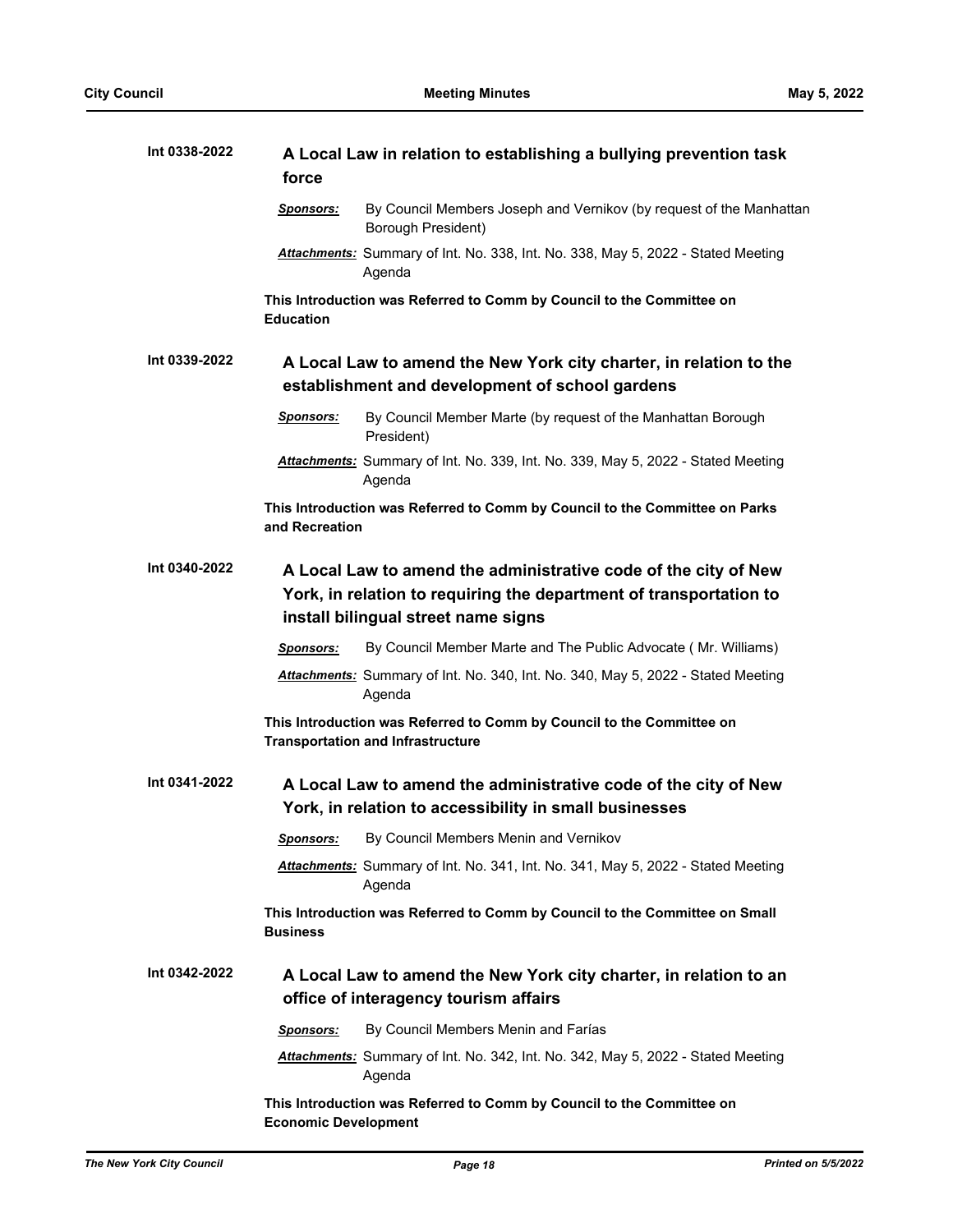**Int 0338-2022** **A Local Law in relation to establishing a bullying prevention task force**

***Sponsors:*** By Council Members Joseph and Vernikov (by request of the Manhattan Borough President)

***Attachments:*** Summary of Int. No. 338, Int. No. 338, May 5, 2022 - Stated Meeting Agenda

**This Introduction was Referred to Comm by Council to the Committee on Education**

**Int 0339-2022** **A Local Law to amend the New York city charter, in relation to the establishment and development of school gardens**

***Sponsors:*** By Council Member Marte (by request of the Manhattan Borough President)

***Attachments:*** Summary of Int. No. 339, Int. No. 339, May 5, 2022 - Stated Meeting Agenda

**This Introduction was Referred to Comm by Council to the Committee on Parks and Recreation**

**Int 0340-2022** **A Local Law to amend the administrative code of the city of New York, in relation to requiring the department of transportation to install bilingual street name signs**

***Sponsors:*** By Council Member Marte and The Public Advocate ( Mr. Williams)

***Attachments:*** Summary of Int. No. 340, Int. No. 340, May 5, 2022 - Stated Meeting Agenda

**This Introduction was Referred to Comm by Council to the Committee on Transportation and Infrastructure**

**Int 0341-2022** **A Local Law to amend the administrative code of the city of New York, in relation to accessibility in small businesses**

***Sponsors:*** By Council Members Menin and Vernikov

***Attachments:*** Summary of Int. No. 341, Int. No. 341, May 5, 2022 - Stated Meeting Agenda

**This Introduction was Referred to Comm by Council to the Committee on Small Business**

**Int 0342-2022** **A Local Law to amend the New York city charter, in relation to an office of interagency tourism affairs**

***Sponsors:*** By Council Members Menin and Farías

***Attachments:*** Summary of Int. No. 342, Int. No. 342, May 5, 2022 - Stated Meeting Agenda

**This Introduction was Referred to Comm by Council to the Committee on Economic Development**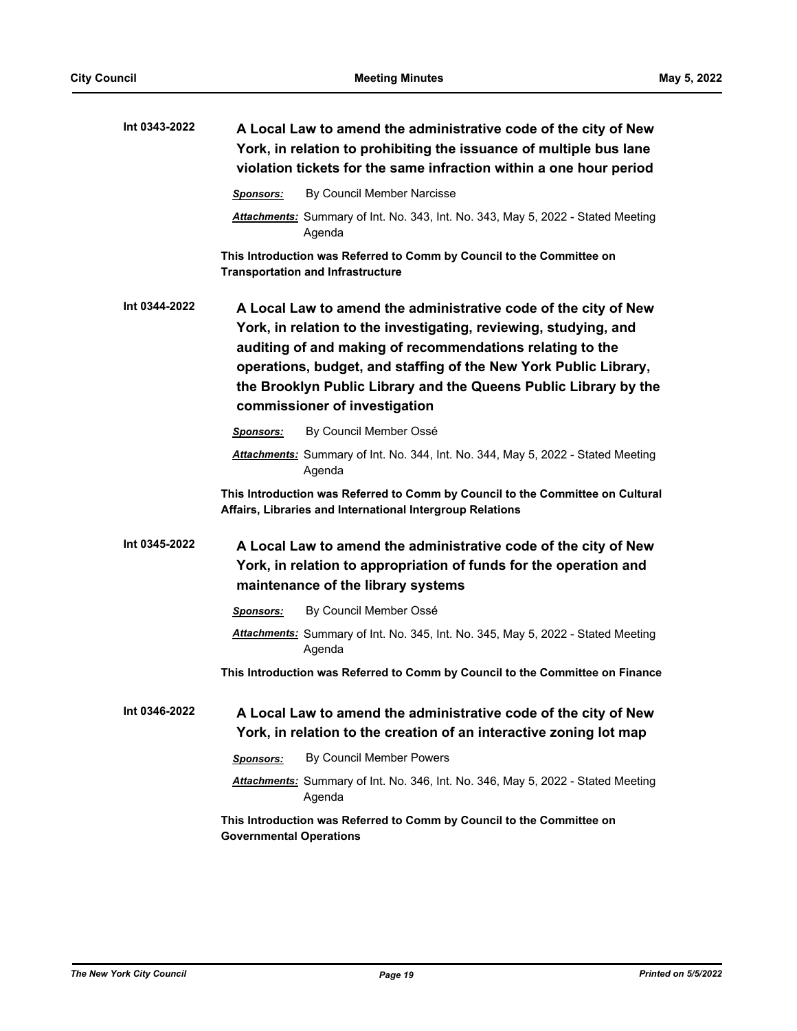**Int 0343-2022** **A Local Law to amend the administrative code of the city of New York, in relation to prohibiting the issuance of multiple bus lane violation tickets for the same infraction within a one hour period**

***Sponsors:*** By Council Member Narcisse

***Attachments:*** Summary of Int. No. 343, Int. No. 343, May 5, 2022 - Stated Meeting Agenda

**This Introduction was Referred to Comm by Council to the Committee on Transportation and Infrastructure**

**Int 0344-2022** **A Local Law to amend the administrative code of the city of New York, in relation to the investigating, reviewing, studying, and auditing of and making of recommendations relating to the operations, budget, and staffing of the New York Public Library, the Brooklyn Public Library and the Queens Public Library by the commissioner of investigation**

***Sponsors:*** By Council Member Ossé

***Attachments:*** Summary of Int. No. 344, Int. No. 344, May 5, 2022 - Stated Meeting Agenda

**This Introduction was Referred to Comm by Council to the Committee on Cultural Affairs, Libraries and International Intergroup Relations**

**Int 0345-2022** **A Local Law to amend the administrative code of the city of New York, in relation to appropriation of funds for the operation and maintenance of the library systems**

***Sponsors:*** By Council Member Ossé

***Attachments:*** Summary of Int. No. 345, Int. No. 345, May 5, 2022 - Stated Meeting Agenda

**This Introduction was Referred to Comm by Council to the Committee on Finance**

**Int 0346-2022** **A Local Law to amend the administrative code of the city of New York, in relation to the creation of an interactive zoning lot map**

***Sponsors:*** By Council Member Powers

***Attachments:*** Summary of Int. No. 346, Int. No. 346, May 5, 2022 - Stated Meeting Agenda

**This Introduction was Referred to Comm by Council to the Committee on Governmental Operations**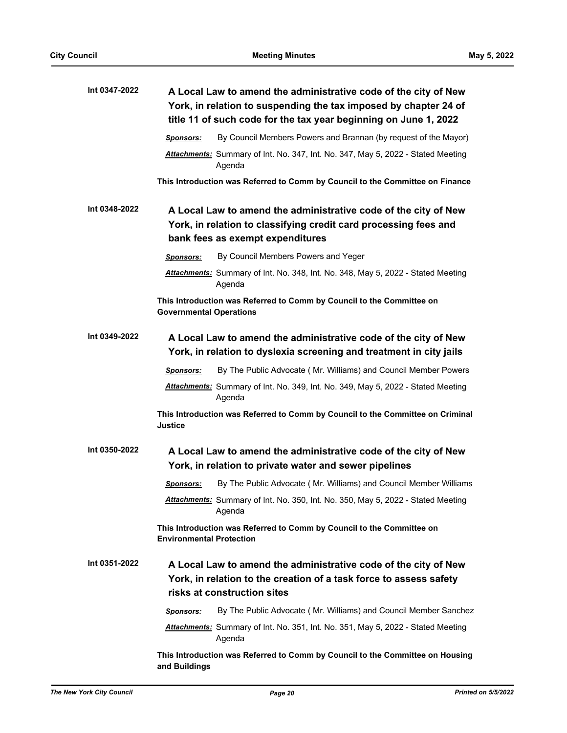**Int 0347-2022** **A Local Law to amend the administrative code of the city of New York, in relation to suspending the tax imposed by chapter 24 of title 11 of such code for the tax year beginning on June 1, 2022**

***Sponsors:*** By Council Members Powers and Brannan (by request of the Mayor)

***Attachments:*** Summary of Int. No. 347, Int. No. 347, May 5, 2022 - Stated Meeting Agenda

**This Introduction was Referred to Comm by Council to the Committee on Finance**

**Int 0348-2022** **A Local Law to amend the administrative code of the city of New York, in relation to classifying credit card processing fees and bank fees as exempt expenditures**

***Sponsors:*** By Council Members Powers and Yeger

***Attachments:*** Summary of Int. No. 348, Int. No. 348, May 5, 2022 - Stated Meeting Agenda

**This Introduction was Referred to Comm by Council to the Committee on Governmental Operations**

**Int 0349-2022** **A Local Law to amend the administrative code of the city of New York, in relation to dyslexia screening and treatment in city jails**

***Sponsors:*** By The Public Advocate ( Mr. Williams) and Council Member Powers

***Attachments:*** Summary of Int. No. 349, Int. No. 349, May 5, 2022 - Stated Meeting Agenda

**This Introduction was Referred to Comm by Council to the Committee on Criminal Justice**

**Int 0350-2022** **A Local Law to amend the administrative code of the city of New York, in relation to private water and sewer pipelines**

***Sponsors:*** By The Public Advocate ( Mr. Williams) and Council Member Williams

***Attachments:*** Summary of Int. No. 350, Int. No. 350, May 5, 2022 - Stated Meeting Agenda

**This Introduction was Referred to Comm by Council to the Committee on Environmental Protection**

**Int 0351-2022** **A Local Law to amend the administrative code of the city of New York, in relation to the creation of a task force to assess safety risks at construction sites**

***Sponsors:*** By The Public Advocate ( Mr. Williams) and Council Member Sanchez

***Attachments:*** Summary of Int. No. 351, Int. No. 351, May 5, 2022 - Stated Meeting Agenda

**This Introduction was Referred to Comm by Council to the Committee on Housing and Buildings**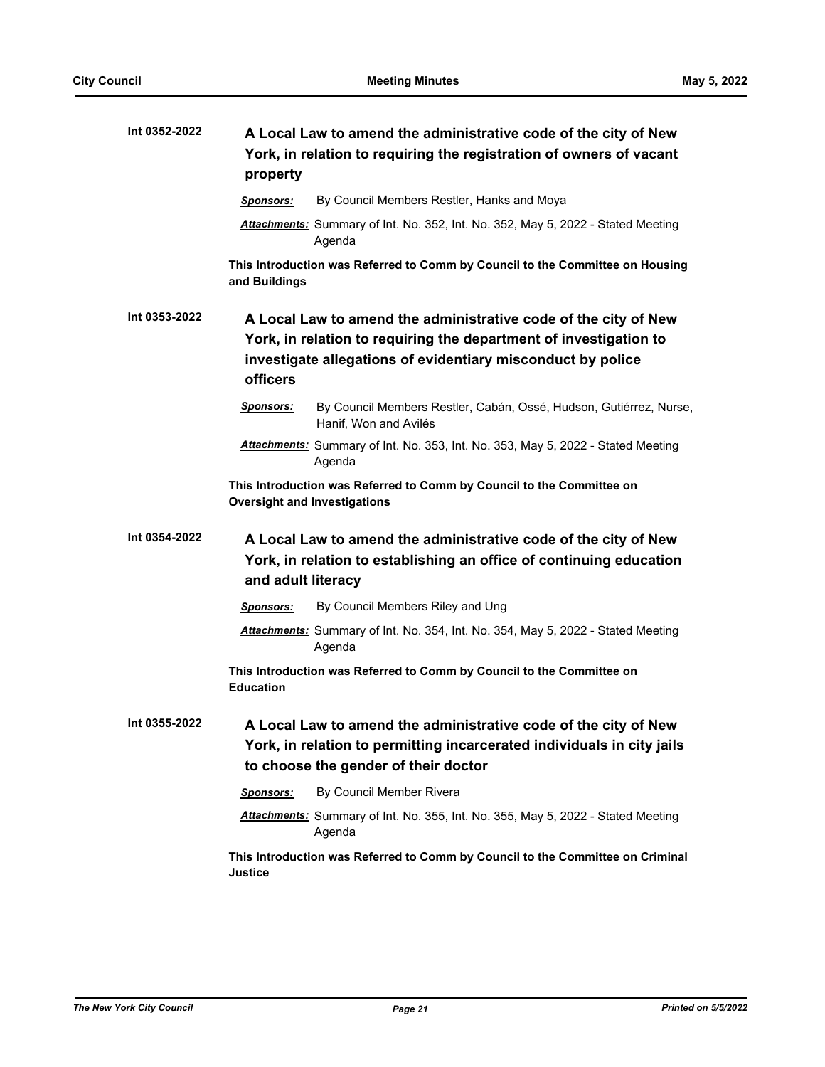**Int 0352-2022** **A Local Law to amend the administrative code of the city of New York, in relation to requiring the registration of owners of vacant property**

***Sponsors:*** By Council Members Restler, Hanks and Moya

***Attachments:*** Summary of Int. No. 352, Int. No. 352, May 5, 2022 - Stated Meeting Agenda

**This Introduction was Referred to Comm by Council to the Committee on Housing and Buildings**

**Int 0353-2022** **A Local Law to amend the administrative code of the city of New York, in relation to requiring the department of investigation to investigate allegations of evidentiary misconduct by police officers**

***Sponsors:*** By Council Members Restler, Cabán, Ossé, Hudson, Gutiérrez, Nurse, Hanif, Won and Avilés

***Attachments:*** Summary of Int. No. 353, Int. No. 353, May 5, 2022 - Stated Meeting Agenda

**This Introduction was Referred to Comm by Council to the Committee on Oversight and Investigations**

**Int 0354-2022** **A Local Law to amend the administrative code of the city of New York, in relation to establishing an office of continuing education and adult literacy**

***Sponsors:*** By Council Members Riley and Ung

***Attachments:*** Summary of Int. No. 354, Int. No. 354, May 5, 2022 - Stated Meeting Agenda

**This Introduction was Referred to Comm by Council to the Committee on Education**

**Int 0355-2022** **A Local Law to amend the administrative code of the city of New York, in relation to permitting incarcerated individuals in city jails to choose the gender of their doctor**

***Sponsors:*** By Council Member Rivera

***Attachments:*** Summary of Int. No. 355, Int. No. 355, May 5, 2022 - Stated Meeting Agenda

**This Introduction was Referred to Comm by Council to the Committee on Criminal Justice**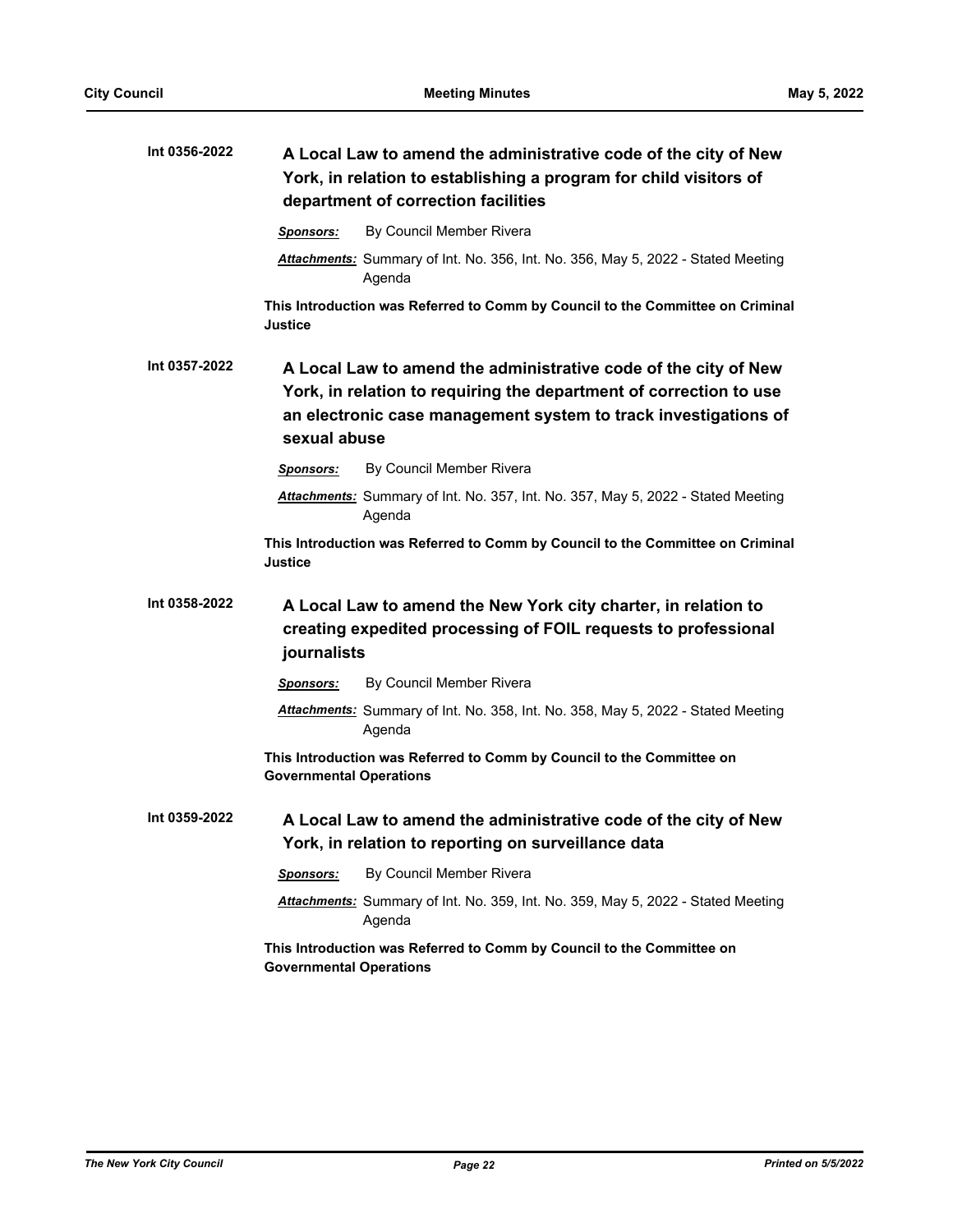**Int 0356-2022** **A Local Law to amend the administrative code of the city of New York, in relation to establishing a program for child visitors of department of correction facilities**

***Sponsors:*** By Council Member Rivera

***Attachments:*** Summary of Int. No. 356, Int. No. 356, May 5, 2022 - Stated Meeting Agenda

**This Introduction was Referred to Comm by Council to the Committee on Criminal Justice**

**Int 0357-2022** **A Local Law to amend the administrative code of the city of New York, in relation to requiring the department of correction to use an electronic case management system to track investigations of sexual abuse**

***Sponsors:*** By Council Member Rivera

***Attachments:*** Summary of Int. No. 357, Int. No. 357, May 5, 2022 - Stated Meeting Agenda

**This Introduction was Referred to Comm by Council to the Committee on Criminal Justice**

**Int 0358-2022** **A Local Law to amend the New York city charter, in relation to creating expedited processing of FOIL requests to professional journalists**

***Sponsors:*** By Council Member Rivera

***Attachments:*** Summary of Int. No. 358, Int. No. 358, May 5, 2022 - Stated Meeting Agenda

**This Introduction was Referred to Comm by Council to the Committee on Governmental Operations**

**Int 0359-2022** **A Local Law to amend the administrative code of the city of New York, in relation to reporting on surveillance data**

***Sponsors:*** By Council Member Rivera

***Attachments:*** Summary of Int. No. 359, Int. No. 359, May 5, 2022 - Stated Meeting Agenda

**This Introduction was Referred to Comm by Council to the Committee on Governmental Operations**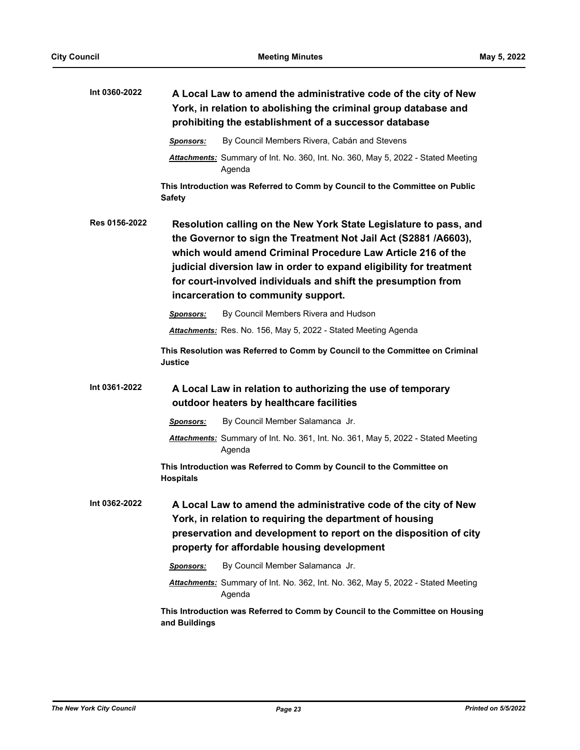**Int 0360-2022** **A Local Law to amend the administrative code of the city of New York, in relation to abolishing the criminal group database and prohibiting the establishment of a successor database**

***Sponsors:*** By Council Members Rivera, Cabán and Stevens

***Attachments:*** Summary of Int. No. 360, Int. No. 360, May 5, 2022 - Stated Meeting Agenda

**This Introduction was Referred to Comm by Council to the Committee on Public Safety**

**Res 0156-2022** **Resolution calling on the New York State Legislature to pass, and the Governor to sign the Treatment Not Jail Act (S2881 /A6603), which would amend Criminal Procedure Law Article 216 of the judicial diversion law in order to expand eligibility for treatment for court-involved individuals and shift the presumption from incarceration to community support.**

***Sponsors:*** By Council Members Rivera and Hudson

***Attachments:*** Res. No. 156, May 5, 2022 - Stated Meeting Agenda

**This Resolution was Referred to Comm by Council to the Committee on Criminal Justice**

**Int 0361-2022** **A Local Law in relation to authorizing the use of temporary outdoor heaters by healthcare facilities**

***Sponsors:*** By Council Member Salamanca Jr.

***Attachments:*** Summary of Int. No. 361, Int. No. 361, May 5, 2022 - Stated Meeting Agenda

**This Introduction was Referred to Comm by Council to the Committee on Hospitals**

**Int 0362-2022** **A Local Law to amend the administrative code of the city of New York, in relation to requiring the department of housing preservation and development to report on the disposition of city property for affordable housing development**

***Sponsors:*** By Council Member Salamanca Jr.

***Attachments:*** Summary of Int. No. 362, Int. No. 362, May 5, 2022 - Stated Meeting Agenda

**This Introduction was Referred to Comm by Council to the Committee on Housing and Buildings**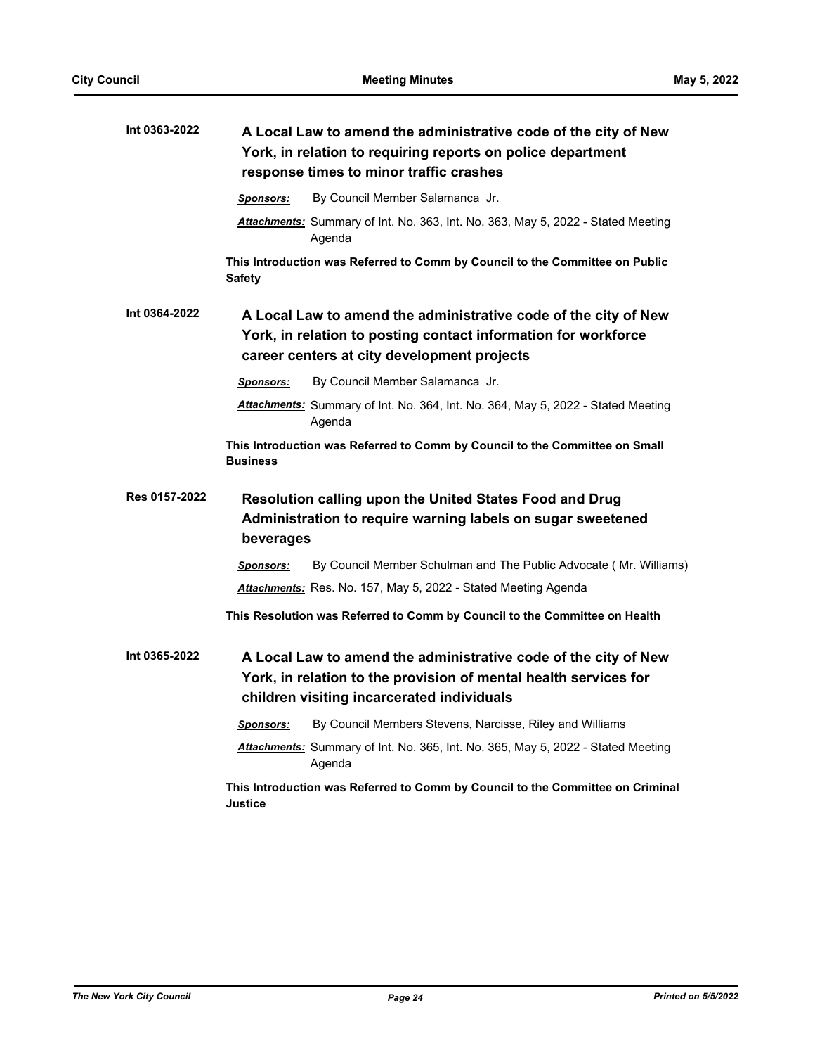**Int 0363-2022** 

### A Local Law to amend the administrative code of the city of New York, in relation to requiring reports on police department response times to minor traffic crashes

***Sponsors:*** By Council Member Salamanca Jr.

***Attachments:*** Summary of Int. No. 363, Int. No. 363, May 5, 2022 - Stated Meeting Agenda

**This Introduction was Referred to Comm by Council to the Committee on Public Safety**

**Int 0364-2022** 

### A Local Law to amend the administrative code of the city of New York, in relation to posting contact information for workforce career centers at city development projects

***Sponsors:*** By Council Member Salamanca Jr.

***Attachments:*** Summary of Int. No. 364, Int. No. 364, May 5, 2022 - Stated Meeting Agenda

**This Introduction was Referred to Comm by Council to the Committee on Small Business**

**Res 0157-2022** 

### Resolution calling upon the United States Food and Drug Administration to require warning labels on sugar sweetened beverages

***Sponsors:*** By Council Member Schulman and The Public Advocate ( Mr. Williams)

***Attachments:*** Res. No. 157, May 5, 2022 - Stated Meeting Agenda

**This Resolution was Referred to Comm by Council to the Committee on Health**

**Int 0365-2022** 

### A Local Law to amend the administrative code of the city of New York, in relation to the provision of mental health services for children visiting incarcerated individuals

***Sponsors:*** By Council Members Stevens, Narcisse, Riley and Williams

***Attachments:*** Summary of Int. No. 365, Int. No. 365, May 5, 2022 - Stated Meeting Agenda

**This Introduction was Referred to Comm by Council to the Committee on Criminal Justice**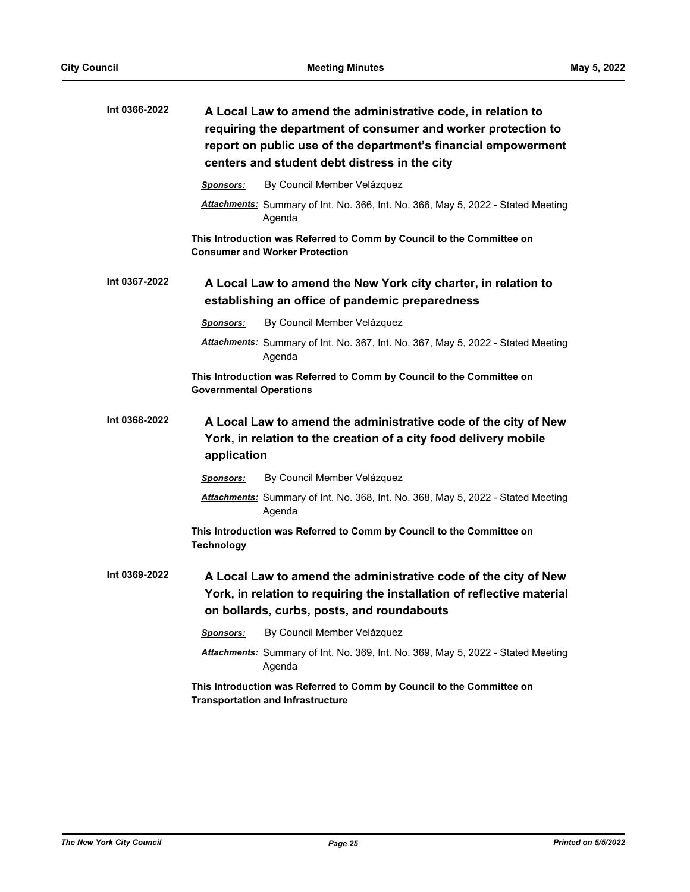**Int 0366-2022** **A Local Law to amend the administrative code, in relation to requiring the department of consumer and worker protection to report on public use of the department's financial empowerment centers and student debt distress in the city**

***Sponsors:*** By Council Member Velázquez

***Attachments:*** Summary of Int. No. 366, Int. No. 366, May 5, 2022 - Stated Meeting Agenda

**This Introduction was Referred to Comm by Council to the Committee on Consumer and Worker Protection**

**Int 0367-2022** **A Local Law to amend the New York city charter, in relation to establishing an office of pandemic preparedness**

***Sponsors:*** By Council Member Velázquez

***Attachments:*** Summary of Int. No. 367, Int. No. 367, May 5, 2022 - Stated Meeting Agenda

**This Introduction was Referred to Comm by Council to the Committee on Governmental Operations**

**Int 0368-2022** **A Local Law to amend the administrative code of the city of New York, in relation to the creation of a city food delivery mobile application**

***Sponsors:*** By Council Member Velázquez

***Attachments:*** Summary of Int. No. 368, Int. No. 368, May 5, 2022 - Stated Meeting Agenda

**This Introduction was Referred to Comm by Council to the Committee on Technology**

**Int 0369-2022** **A Local Law to amend the administrative code of the city of New York, in relation to requiring the installation of reflective material on bollards, curbs, posts, and roundabouts**

***Sponsors:*** By Council Member Velázquez

***Attachments:*** Summary of Int. No. 369, Int. No. 369, May 5, 2022 - Stated Meeting Agenda

**This Introduction was Referred to Comm by Council to the Committee on Transportation and Infrastructure**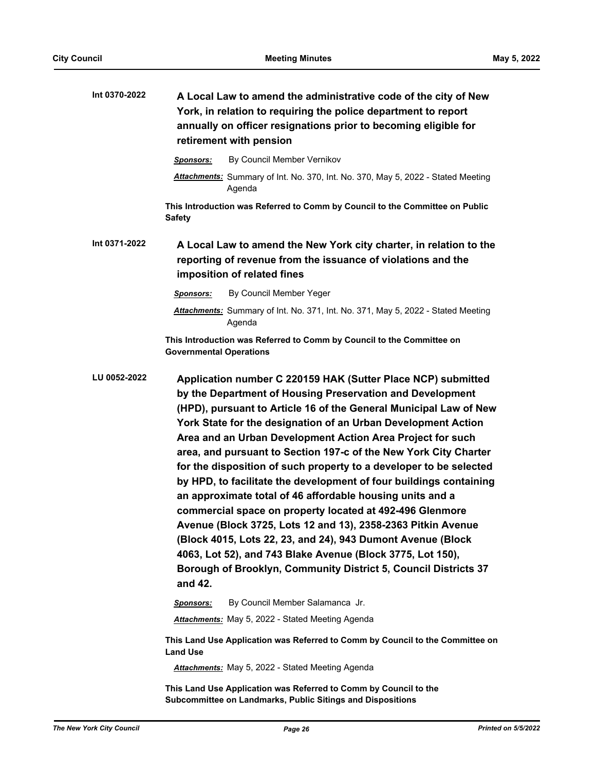**Int 0370-2022** **A Local Law to amend the administrative code of the city of New York, in relation to requiring the police department to report annually on officer resignations prior to becoming eligible for retirement with pension**

***Sponsors:*** By Council Member Vernikov

***Attachments:*** Summary of Int. No. 370, Int. No. 370, May 5, 2022 - Stated Meeting Agenda

**This Introduction was Referred to Comm by Council to the Committee on Public Safety**

**Int 0371-2022** **A Local Law to amend the New York city charter, in relation to the reporting of revenue from the issuance of violations and the imposition of related fines**

***Sponsors:*** By Council Member Yeger

***Attachments:*** Summary of Int. No. 371, Int. No. 371, May 5, 2022 - Stated Meeting Agenda

**This Introduction was Referred to Comm by Council to the Committee on Governmental Operations**

**LU 0052-2022** **Application number C 220159 HAK (Sutter Place NCP) submitted by the Department of Housing Preservation and Development (HPD), pursuant to Article 16 of the General Municipal Law of New York State for the designation of an Urban Development Action Area and an Urban Development Action Area Project for such area, and pursuant to Section 197-c of the New York City Charter for the disposition of such property to a developer to be selected by HPD, to facilitate the development of four buildings containing an approximate total of 46 affordable housing units and a commercial space on property located at 492-496 Glenmore Avenue (Block 3725, Lots 12 and 13), 2358-2363 Pitkin Avenue (Block 4015, Lots 22, 23, and 24), 943 Dumont Avenue (Block 4063, Lot 52), and 743 Blake Avenue (Block 3775, Lot 150), Borough of Brooklyn, Community District 5, Council Districts 37 and 42.**

***Sponsors:*** By Council Member Salamanca Jr.

***Attachments:*** May 5, 2022 - Stated Meeting Agenda

**This Land Use Application was Referred to Comm by Council to the Committee on Land Use**

***Attachments:*** May 5, 2022 - Stated Meeting Agenda

**This Land Use Application was Referred to Comm by Council to the Subcommittee on Landmarks, Public Sitings and Dispositions**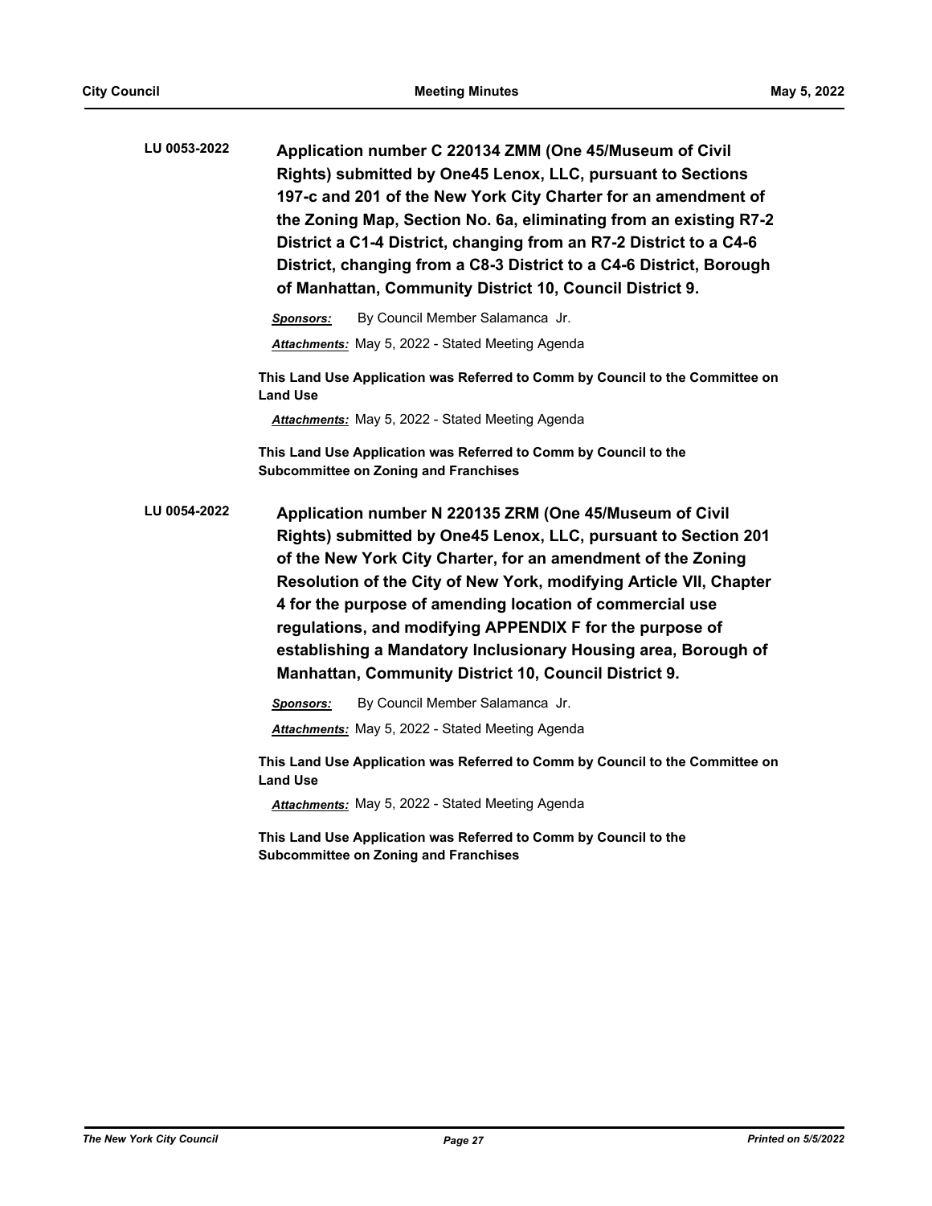**LU 0053-2022** **Application number C 220134 ZMM (One 45/Museum of Civil Rights) submitted by One45 Lenox, LLC, pursuant to Sections 197-c and 201 of the New York City Charter for an amendment of the Zoning Map, Section No. 6a, eliminating from an existing R7-2 District a C1-4 District, changing from an R7-2 District to a C4-6 District, changing from a C8-3 District to a C4-6 District, Borough of Manhattan, Community District 10, Council District 9.**

***Sponsors:*** By Council Member Salamanca Jr.

***Attachments:*** May 5, 2022 - Stated Meeting Agenda

**This Land Use Application was Referred to Comm by Council to the Committee on Land Use**

***Attachments:*** May 5, 2022 - Stated Meeting Agenda

**This Land Use Application was Referred to Comm by Council to the Subcommittee on Zoning and Franchises**

**LU 0054-2022** **Application number N 220135 ZRM (One 45/Museum of Civil Rights) submitted by One45 Lenox, LLC, pursuant to Section 201 of the New York City Charter, for an amendment of the Zoning Resolution of the City of New York, modifying Article VII, Chapter 4 for the purpose of amending location of commercial use regulations, and modifying APPENDIX F for the purpose of establishing a Mandatory Inclusionary Housing area, Borough of Manhattan, Community District 10, Council District 9.**

***Sponsors:*** By Council Member Salamanca Jr.

***Attachments:*** May 5, 2022 - Stated Meeting Agenda

**This Land Use Application was Referred to Comm by Council to the Committee on Land Use**

***Attachments:*** May 5, 2022 - Stated Meeting Agenda

**This Land Use Application was Referred to Comm by Council to the Subcommittee on Zoning and Franchises**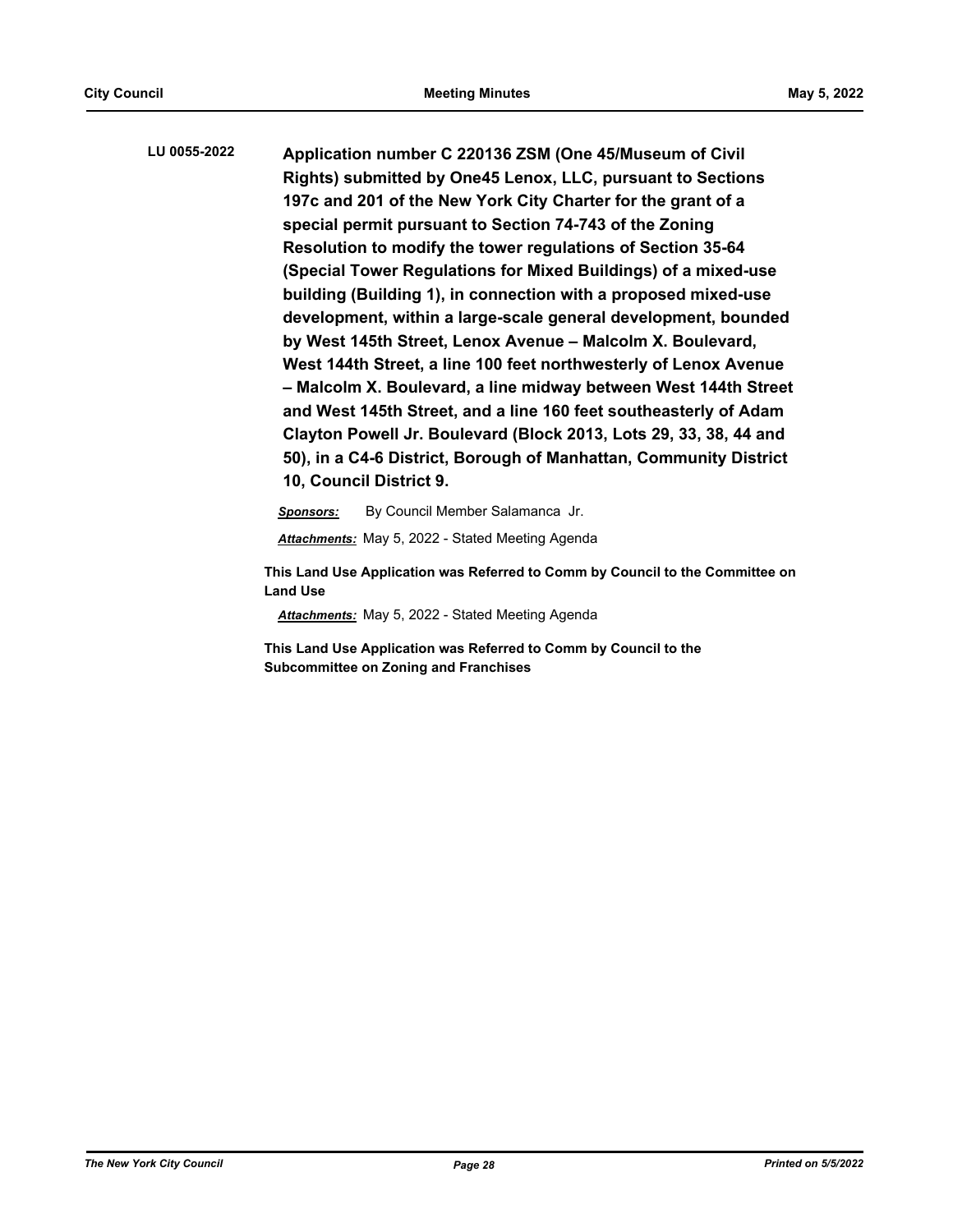**LU 0055-2022** **Application number C 220136 ZSM (One 45/Museum of Civil Rights) submitted by One45 Lenox, LLC, pursuant to Sections 197c and 201 of the New York City Charter for the grant of a special permit pursuant to Section 74-743 of the Zoning Resolution to modify the tower regulations of Section 35-64 (Special Tower Regulations for Mixed Buildings) of a mixed-use building (Building 1), in connection with a proposed mixed-use development, within a large-scale general development, bounded by West 145th Street, Lenox Avenue – Malcolm X. Boulevard, West 144th Street, a line 100 feet northwesterly of Lenox Avenue – Malcolm X. Boulevard, a line midway between West 144th Street and West 145th Street, and a line 160 feet southeasterly of Adam Clayton Powell Jr. Boulevard (Block 2013, Lots 29, 33, 38, 44 and 50), in a C4-6 District, Borough of Manhattan, Community District 10, Council District 9.**

***Sponsors:*** By Council Member Salamanca Jr.

***Attachments:*** May 5, 2022 - Stated Meeting Agenda

**This Land Use Application was Referred to Comm by Council to the Committee on Land Use**

***Attachments:*** May 5, 2022 - Stated Meeting Agenda

**This Land Use Application was Referred to Comm by Council to the Subcommittee on Zoning and Franchises**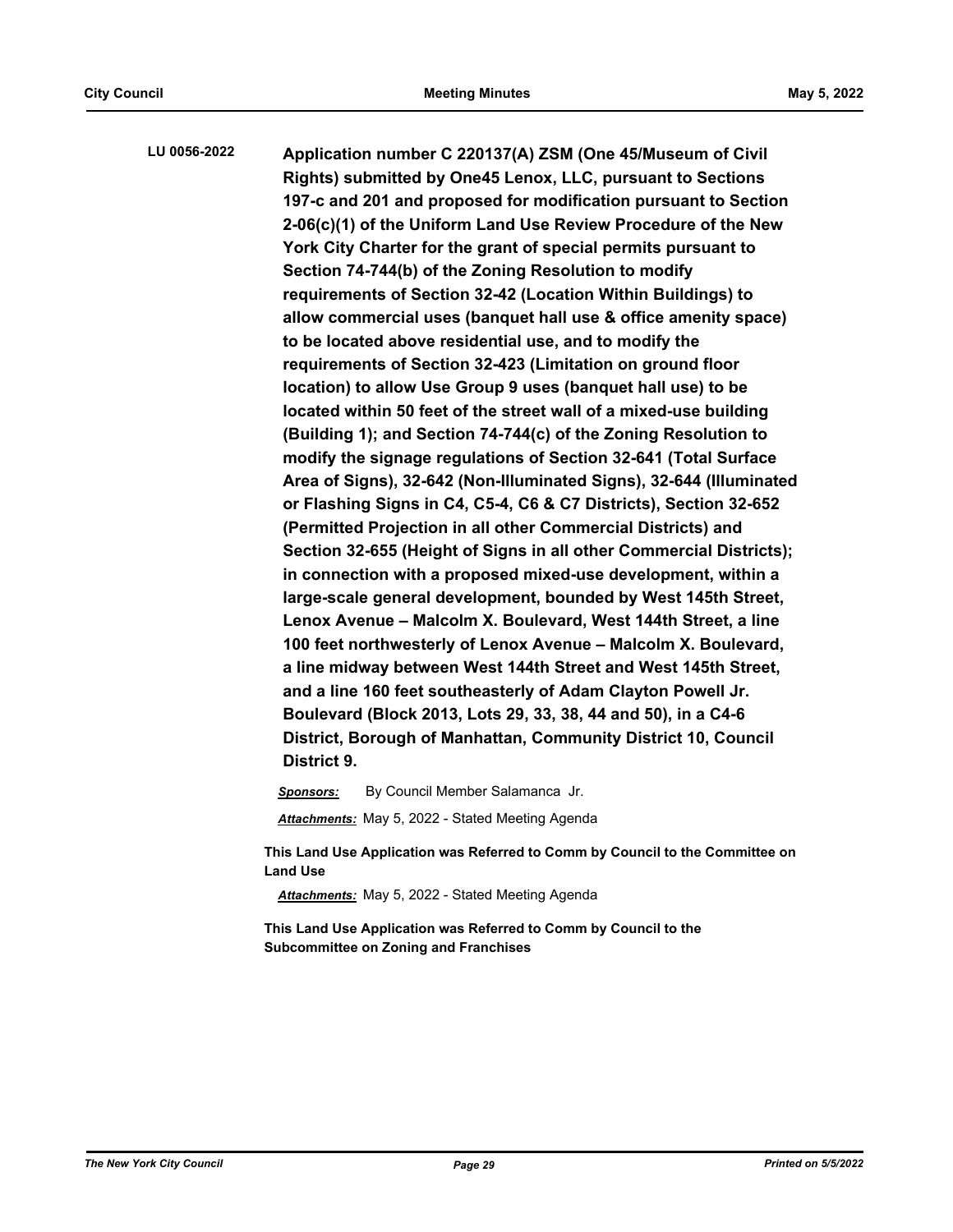**LU 0056-2022** **Application number C 220137(A) ZSM (One 45/Museum of Civil Rights) submitted by One45 Lenox, LLC, pursuant to Sections 197-c and 201 and proposed for modification pursuant to Section 2-06(c)(1) of the Uniform Land Use Review Procedure of the New York City Charter for the grant of special permits pursuant to Section 74-744(b) of the Zoning Resolution to modify requirements of Section 32-42 (Location Within Buildings) to allow commercial uses (banquet hall use & office amenity space) to be located above residential use, and to modify the requirements of Section 32-423 (Limitation on ground floor location) to allow Use Group 9 uses (banquet hall use) to be located within 50 feet of the street wall of a mixed-use building (Building 1); and Section 74-744(c) of the Zoning Resolution to modify the signage regulations of Section 32-641 (Total Surface Area of Signs), 32-642 (Non-Illuminated Signs), 32-644 (Illuminated or Flashing Signs in C4, C5-4, C6 & C7 Districts), Section 32-652 (Permitted Projection in all other Commercial Districts) and Section 32-655 (Height of Signs in all other Commercial Districts); in connection with a proposed mixed-use development, within a large-scale general development, bounded by West 145th Street, Lenox Avenue – Malcolm X. Boulevard, West 144th Street, a line 100 feet northwesterly of Lenox Avenue – Malcolm X. Boulevard, a line midway between West 144th Street and West 145th Street, and a line 160 feet southeasterly of Adam Clayton Powell Jr. Boulevard (Block 2013, Lots 29, 33, 38, 44 and 50), in a C4-6 District, Borough of Manhattan, Community District 10, Council District 9.**

***Sponsors:*** By Council Member Salamanca Jr.

***Attachments:*** May 5, 2022 - Stated Meeting Agenda

**This Land Use Application was Referred to Comm by Council to the Committee on Land Use**

***Attachments:*** May 5, 2022 - Stated Meeting Agenda

**This Land Use Application was Referred to Comm by Council to the Subcommittee on Zoning and Franchises**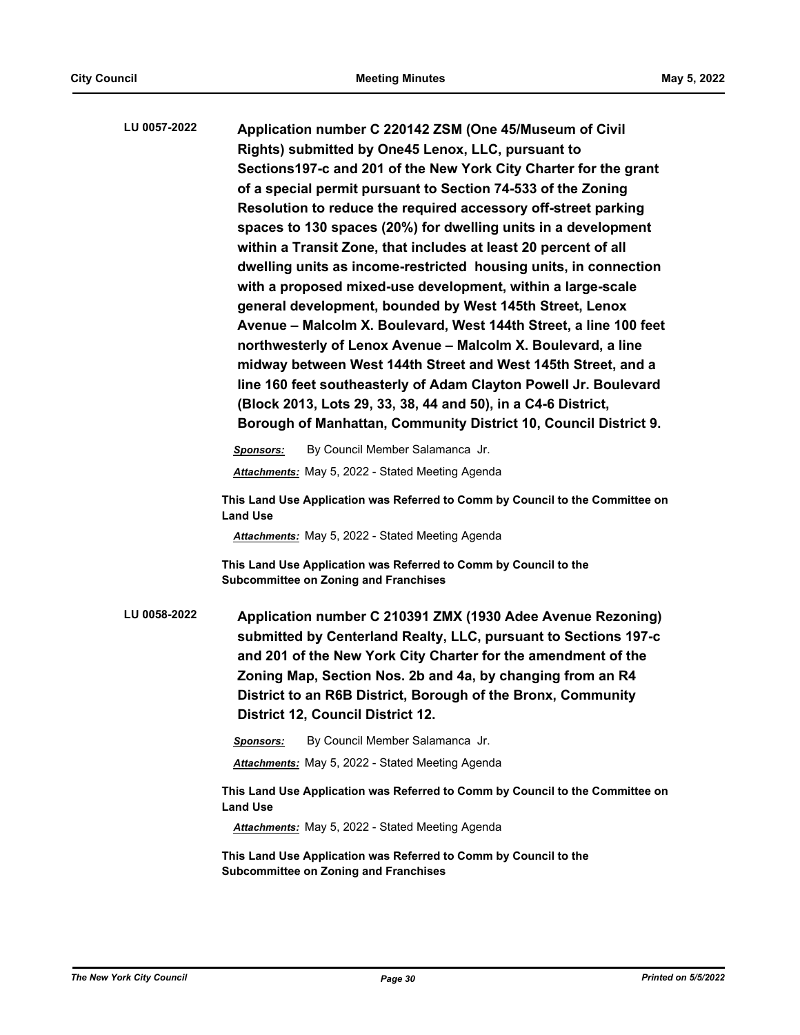**LU 0057-2022** **Application number C 220142 ZSM (One 45/Museum of Civil Rights) submitted by One45 Lenox, LLC, pursuant to Sections197-c and 201 of the New York City Charter for the grant of a special permit pursuant to Section 74-533 of the Zoning Resolution to reduce the required accessory off-street parking spaces to 130 spaces (20%) for dwelling units in a development within a Transit Zone, that includes at least 20 percent of all dwelling units as income-restricted housing units, in connection with a proposed mixed-use development, within a large-scale general development, bounded by West 145th Street, Lenox Avenue – Malcolm X. Boulevard, West 144th Street, a line 100 feet northwesterly of Lenox Avenue – Malcolm X. Boulevard, a line midway between West 144th Street and West 145th Street, and a line 160 feet southeasterly of Adam Clayton Powell Jr. Boulevard (Block 2013, Lots 29, 33, 38, 44 and 50), in a C4-6 District, Borough of Manhattan, Community District 10, Council District 9.**

***Sponsors:*** By Council Member Salamanca Jr.

***Attachments:*** May 5, 2022 - Stated Meeting Agenda

**This Land Use Application was Referred to Comm by Council to the Committee on Land Use**

***Attachments:*** May 5, 2022 - Stated Meeting Agenda

**This Land Use Application was Referred to Comm by Council to the Subcommittee on Zoning and Franchises**

**LU 0058-2022** **Application number C 210391 ZMX (1930 Adee Avenue Rezoning) submitted by Centerland Realty, LLC, pursuant to Sections 197-c and 201 of the New York City Charter for the amendment of the Zoning Map, Section Nos. 2b and 4a, by changing from an R4 District to an R6B District, Borough of the Bronx, Community District 12, Council District 12.**

***Sponsors:*** By Council Member Salamanca Jr.

***Attachments:*** May 5, 2022 - Stated Meeting Agenda

**This Land Use Application was Referred to Comm by Council to the Committee on Land Use**

***Attachments:*** May 5, 2022 - Stated Meeting Agenda

**This Land Use Application was Referred to Comm by Council to the Subcommittee on Zoning and Franchises**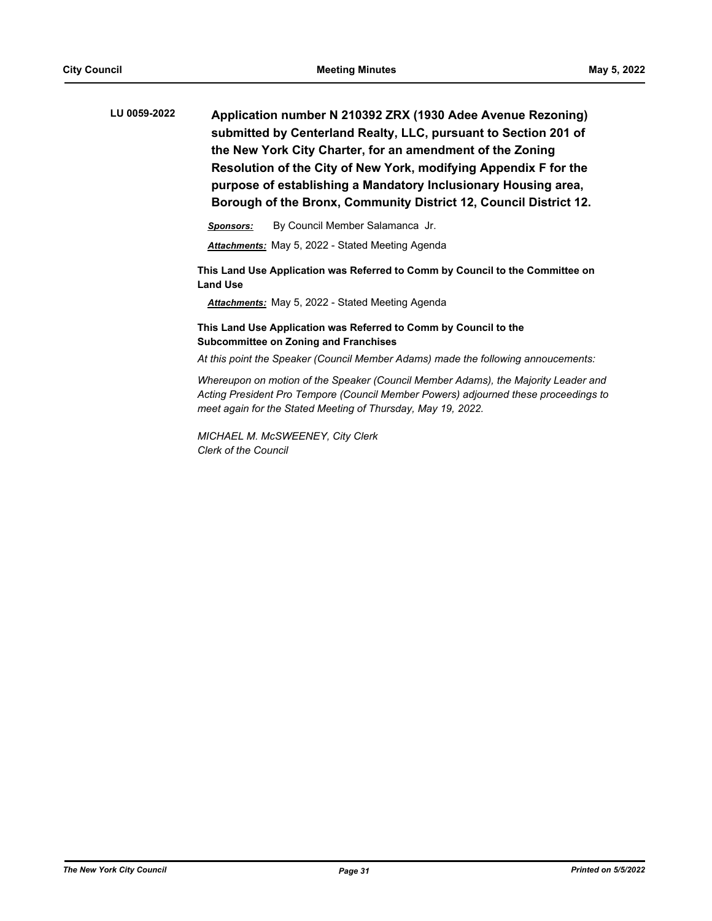**LU 0059-2022** **Application number N 210392 ZRX (1930 Adee Avenue Rezoning) submitted by Centerland Realty, LLC, pursuant to Section 201 of the New York City Charter, for an amendment of the Zoning Resolution of the City of New York, modifying Appendix F for the purpose of establishing a Mandatory Inclusionary Housing area, Borough of the Bronx, Community District 12, Council District 12.**

***Sponsors:*** By Council Member Salamanca Jr.

***Attachments:*** May 5, 2022 - Stated Meeting Agenda

**This Land Use Application was Referred to Comm by Council to the Committee on Land Use**

***Attachments:*** May 5, 2022 - Stated Meeting Agenda

**This Land Use Application was Referred to Comm by Council to the Subcommittee on Zoning and Franchises**

*At this point the Speaker (Council Member Adams) made the following annoucements:*

*Whereupon on motion of the Speaker (Council Member Adams), the Majority Leader and Acting President Pro Tempore (Council Member Powers) adjourned these proceedings to meet again for the Stated Meeting of Thursday, May 19, 2022.*

*MICHAEL M. McSWEENEY, City Clerk*
*Clerk of the Council*